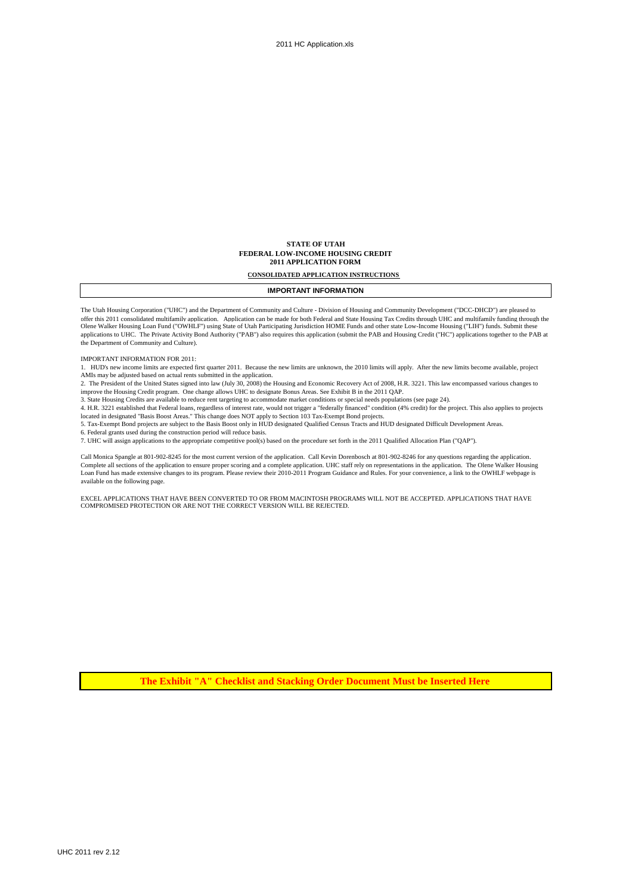# STATE OF UTAH
## FEDERAL LOW-INCOME HOUSING CREDIT
## 2011 APPLICATION FORM

**CONSOLIDATED APPLICATION INSTRUCTIONS**

### IMPORTANT INFORMATION

The Utah Housing Corporation ("UHC") and the Department of Community and Culture - Division of Housing and Community Development ("DCC-DHCD") are pleased to offer this 2011 consolidated multifamily application. Application can be made for both Federal and State Housing Tax Credits through UHC and multifamily funding through the Olene Walker Housing Loan Fund ("OWHLF") using State of Utah Participating Jurisdiction HOME Funds and other state Low-Income Housing ("LIH") funds. Submit these applications to UHC. The Private Activity Bond Authority ("PAB") also requires this application (submit the PAB and Housing Credit ("HC") applications together to the PAB at the Department of Community and Culture).

IMPORTANT INFORMATION FOR 2011:

1. HUD's new income limits are expected first quarter 2011. Because the new limits are unknown, the 2010 limits will apply. After the new limits become available, project AMIs may be adjusted based on actual rents submitted in the application.
2. The President of the United States signed into law (July 30, 2008) the Housing and Economic Recovery Act of 2008, H.R. 3221. This law encompassed various changes to improve the Housing Credit program. One change allows UHC to designate Bonus Areas. See Exhibit B in the 2011 QAP.
3. State Housing Credits are available to reduce rent targeting to accommodate market conditions or special needs populations (see page 24).
4. H.R. 3221 established that Federal loans, regardless of interest rate, would not trigger a "federally financed" condition (4% credit) for the project. This also applies to projects located in designated "Basis Boost Areas." This change does NOT apply to Section 103 Tax-Exempt Bond projects.
5. Tax-Exempt Bond projects are subject to the Basis Boost only in HUD designated Qualified Census Tracts and HUD designated Difficult Development Areas.
6. Federal grants used during the construction period will reduce basis.
7. UHC will assign applications to the appropriate competitive pool(s) based on the procedure set forth in the 2011 Qualified Allocation Plan ("QAP").

Call Monica Spangle at 801-902-8245 for the most current version of the application. Call Kevin Dorenbosch at 801-902-8246 for any questions regarding the application. Complete all sections of the application to ensure proper scoring and a complete application. UHC staff rely on representations in the application. The Olene Walker Housing Loan Fund has made extensive changes to its program. Please review their 2010-2011 Program Guidance and Rules. For your convenience, a link to the OWHLF webpage is available on the following page.

EXCEL APPLICATIONS THAT HAVE BEEN CONVERTED TO OR FROM MACINTOSH PROGRAMS WILL NOT BE ACCEPTED. APPLICATIONS THAT HAVE COMPROMISED PROTECTION OR ARE NOT THE CORRECT VERSION WILL BE REJECTED.

**The Exhibit "A" Checklist and Stacking Order Document Must be Inserted Here**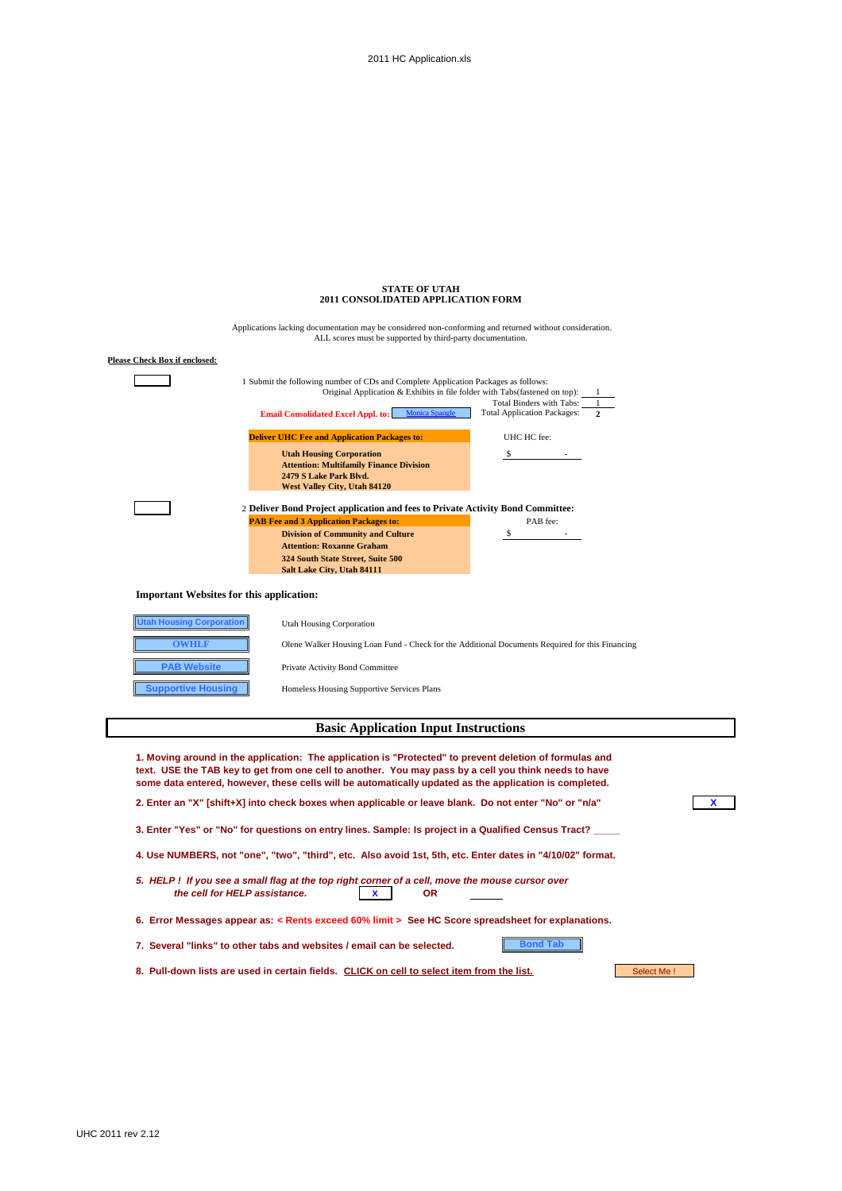# STATE OF UTAH
## 2011 CONSOLIDATED APPLICATION FORM

Applications lacking documentation may be considered non-conforming and returned without consideration.
ALL scores must be supported by third-party documentation.

**Please Check Box if enclosed:**

1 Submit the following number of CDs and Complete Application Packages as follows:

| | |
|---|---|
| Original Application & Exhibits in file folder with Tabs(fastened on top): | 1 |
| Total Binders with Tabs: | 1 |
| Total Application Packages: | **2** |

**Email Consolidated Excel Appl. to:** Monica Spangle

**Deliver UHC Fee and Application Packages to:**

**Utah Housing Corporation**
**Attention: Multifamily Finance Division**
**2479 S Lake Park Blvd.**
**West Valley City, Utah 84120**

UHC HC fee: $ -

2 **Deliver Bond Project application and fees to Private Activity Bond Committee:**

**PAB Fee and 3 Application Packages to:**

**Division of Community and Culture**
**Attention: Roxanne Graham**
**324 South State Street, Suite 500**
**Salt Lake City, Utah 84111**

PAB fee: $ -

**Important Websites for this application:**

| | |
|---|---|
| Utah Housing Corporation | Utah Housing Corporation |
| OWHLF | Olene Walker Housing Loan Fund - Check for the Additional Documents Required for this Financing |
| PAB Website | Private Activity Bond Committee |
| Supportive Housing | Homeless Housing Supportive Services Plans |

## Basic Application Input Instructions

**1. Moving around in the application: The application is "Protected" to prevent deletion of formulas and text. USE the TAB key to get from one cell to another. You may pass by a cell you think needs to have some data entered, however, these cells will be automatically updated as the application is completed.**

**2. Enter an "X" [shift+X] into check boxes when applicable or leave blank. Do not enter "No" or "n/a"** X

**3. Enter "Yes" or "No" for questions on entry lines. Sample: Is project in a Qualified Census Tract? _____**

**4. Use NUMBERS, not "one", "two", "third", etc. Also avoid 1st, 5th, etc. Enter dates in "4/10/02" format.**

***5. HELP ! If you see a small flag at the top right corner of a cell, move the mouse cursor over the cell for HELP assistance.*** X **OR** _____

**6. Error Messages appear as: < Rents exceed 60% limit > See HC Score spreadsheet for explanations.**

**7. Several "links" to other tabs and websites / email can be selected.** Bond Tab

**8. Pull-down lists are used in certain fields. CLICK on cell to select item from the list.** Select Me !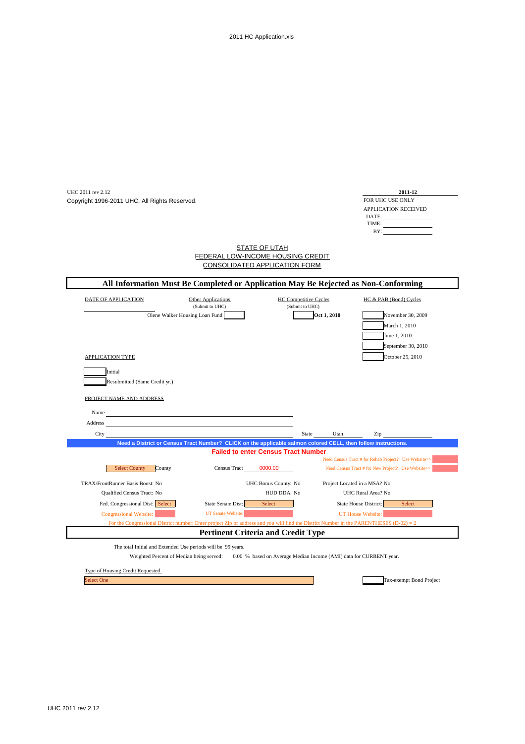UHC 2011 rev 2.12
Copyright 1996-2011 UHC, All Rights Reserved.

**2011-12**
FOR UHC USE ONLY
APPLICATION RECEIVED
DATE: ____________
TIME: ____________
BY: ____________

STATE OF UTAH
FEDERAL LOW-INCOME HOUSING CREDIT
CONSOLIDATED APPLICATION FORM

## All Information Must Be Completed or Application May Be Rejected as Non-Conforming

| DATE OF APPLICATION | Other Applications (Submit to UHC) | HC Competitive Cycles (Submit to UHC) | HC & PAB (Bond) Cycles |
|---|---|---|---|
| ____________ | Olene Walker Housing Loan Fund [ ] | [ ] **Oct 1, 2010** | [ ] November 30, 2009 |
| | | | [ ] March 1, 2010 |
| | | | [ ] June 1, 2010 |
| | | | [ ] September 30, 2010 |
| | | | [ ] October 25, 2010 |

APPLICATION TYPE

[ ] Initial
[ ] Resubmitted (Same Credit yr.)

PROJECT NAME AND ADDRESS

Name ____________
Address ____________
City ____________ State Utah Zip ____________

**Need a District or Census Tract Number? CLICK on the applicable salmon colored CELL, then follow instructions.**

**Failed to enter Census Tract Number**

Need Census Tract # for Rehab Project? Use Website>>
Need Census Tract # for New Project? Use Website>>

Select County County Census Tract 0000.00

| | | |
|---|---|---|
| TRAX/FrontRunner Basis Boost: No | UHC Bonus County: No | Project Located in a MSA? No |
| Qualified Census Tract: No | HUD DDA: No | UHC Rural Area? No |
| Fed. Congressional Dist: Select | State Senate Dist: Select | State House District: Select |
| Congressional Website: | UT Senate Website: | UT House Website: |

For the Congressional District number: Enter project Zip or address and you will find the District Number in the PARENTHESES (D-02) = 2

## Pertinent Criteria and Credit Type

The total Initial and Extended Use periods will be 99 years.

Weighted Percent of Median being served: 0.00 % based on Average Median Income (AMI) data for CURRENT year.

Type of Housing Credit Requested

Select One [ ] Tax-exempt Bond Project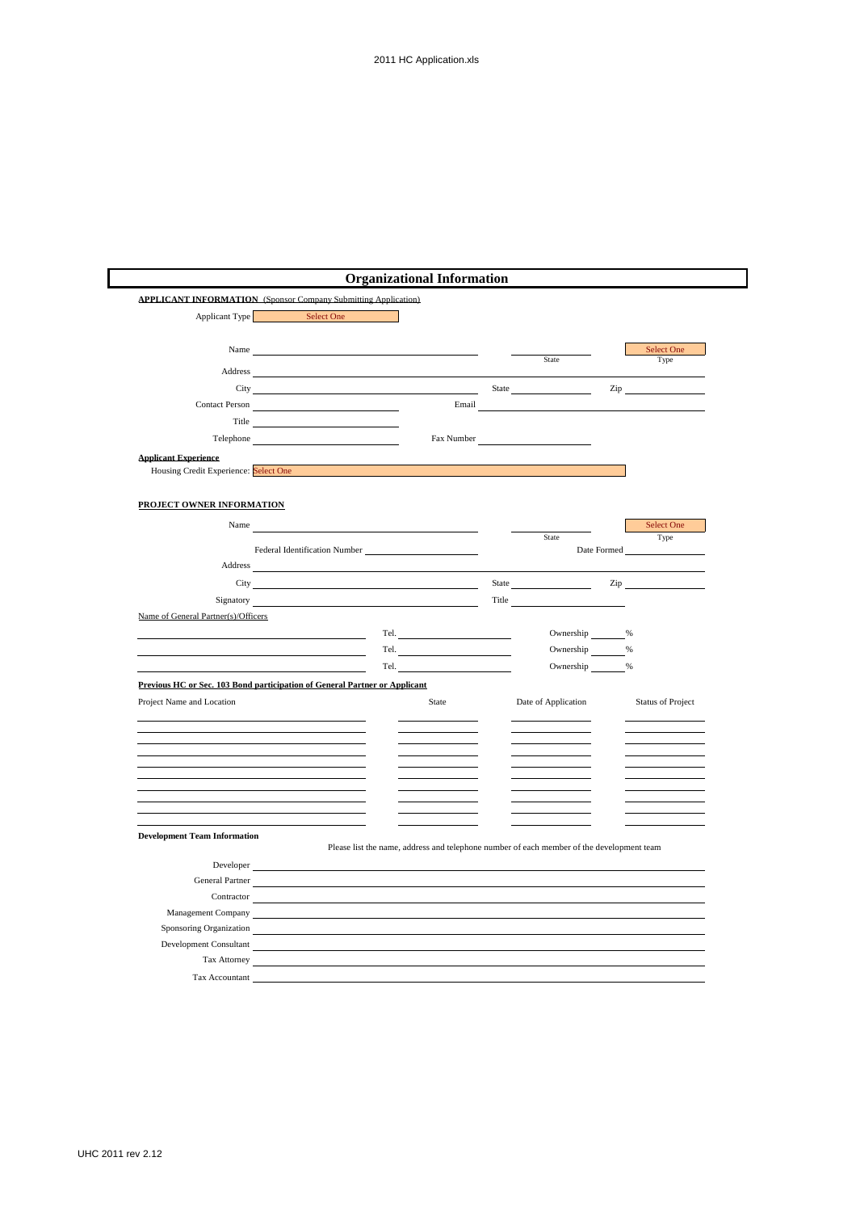# Organizational Information

**APPLICANT INFORMATION** (Sponsor Company Submitting Application)

Applicant Type: Select One

Name ______________________ State ______ Type: Select One

Address ______________________

City ______________________ State ______ Zip ______

Contact Person ______________________ Email ______________________

Title ______________________

Telephone ______________________ Fax Number ______________________

**Applicant Experience**

Housing Credit Experience: Select One

**PROJECT OWNER INFORMATION**

Name ______________________ State ______ Type: Select One

Federal Identification Number ______________________ Date Formed ______

Address ______________________

City ______________________ State ______ Zip ______

Signatory ______________________ Title ______________________

Name of General Partner(s)/Officers

| Name | Tel. | Ownership |
|---|---|---|
| | Tel. | Ownership ____ % |
| | Tel. | Ownership ____ % |
| | Tel. | Ownership ____ % |

**Previous HC or Sec. 103 Bond participation of General Partner or Applicant**

| Project Name and Location | State | Date of Application | Status of Project |
|---|---|---|---|
| | | | |
| | | | |
| | | | |
| | | | |
| | | | |
| | | | |
| | | | |
| | | | |

**Development Team Information**

Please list the name, address and telephone number of each member of the development team

Developer ______________________

General Partner ______________________

Contractor ______________________

Management Company ______________________

Sponsoring Organization ______________________

Development Consultant ______________________

Tax Attorney ______________________

Tax Accountant ______________________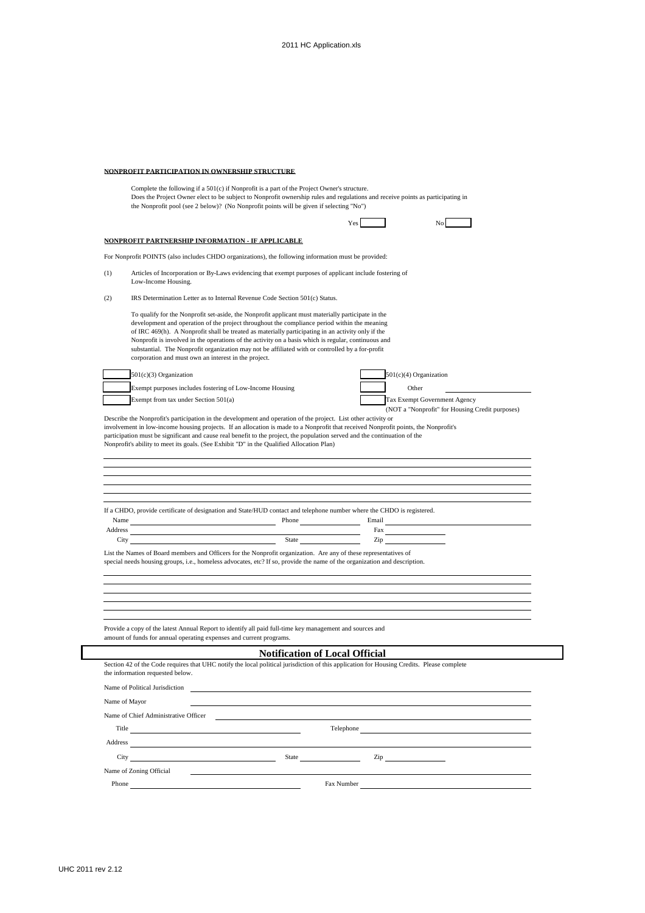**NONPROFIT PARTICIPATION IN OWNERSHIP STRUCTURE**

Complete the following if a 501(c) if Nonprofit is a part of the Project Owner's structure.
Does the Project Owner elect to be subject to Nonprofit ownership rules and regulations and receive points as participating in the Nonprofit pool (see 2 below)? (No Nonprofit points will be given if selecting "No")

Yes ______ No ______

**NONPROFIT PARTNERSHIP INFORMATION - IF APPLICABLE**

For Nonprofit POINTS (also includes CHDO organizations), the following information must be provided:

(1) Articles of Incorporation or By-Laws evidencing that exempt purposes of applicant include fostering of Low-Income Housing.

(2) IRS Determination Letter as to Internal Revenue Code Section 501(c) Status.

To qualify for the Nonprofit set-aside, the Nonprofit applicant must materially participate in the development and operation of the project throughout the compliance period within the meaning of IRC 469(h). A Nonprofit shall be treated as materially participating in an activity only if the Nonprofit is involved in the operations of the activity on a basis which is regular, continuous and substantial. The Nonprofit organization may not be affiliated with or controlled by a for-profit corporation and must own an interest in the project.

| | | | |
|---|---|---|---|
| ______ | 501(c)(3) Organization | ______ | 501(c)(4) Organization |
| ______ | Exempt purposes includes fostering of Low-Income Housing | ______ | Other ______ |
| ______ | Exempt from tax under Section 501(a) | ______ | Tax Exempt Government Agency (NOT a "Nonprofit" for Housing Credit purposes) |

Describe the Nonprofit's participation in the development and operation of the project. List other activity or involvement in low-income housing projects. If an allocation is made to a Nonprofit that received Nonprofit points, the Nonprofit's participation must be significant and cause real benefit to the project, the population served and the continuation of the Nonprofit's ability to meet its goals. (See Exhibit "D" in the Qualified Allocation Plan)

If a CHDO, provide certificate of designation and State/HUD contact and telephone number where the CHDO is registered.

Name ______ Phone ______ Email ______
Address ______ Fax ______
City ______ State ______ Zip ______

List the Names of Board members and Officers for the Nonprofit organization. Are any of these representatives of special needs housing groups, i.e., homeless advocates, etc? If so, provide the name of the organization and description.

Provide a copy of the latest Annual Report to identify all paid full-time key management and sources and amount of funds for annual operating expenses and current programs.

## Notification of Local Official

Section 42 of the Code requires that UHC notify the local political jurisdiction of this application for Housing Credits. Please complete the information requested below.

Name of Political Jurisdiction ______
Name of Mayor ______
Name of Chief Administrative Officer ______
Title ______ Telephone ______
Address ______
City ______ State ______ Zip ______
Name of Zoning Official ______
Phone ______ Fax Number ______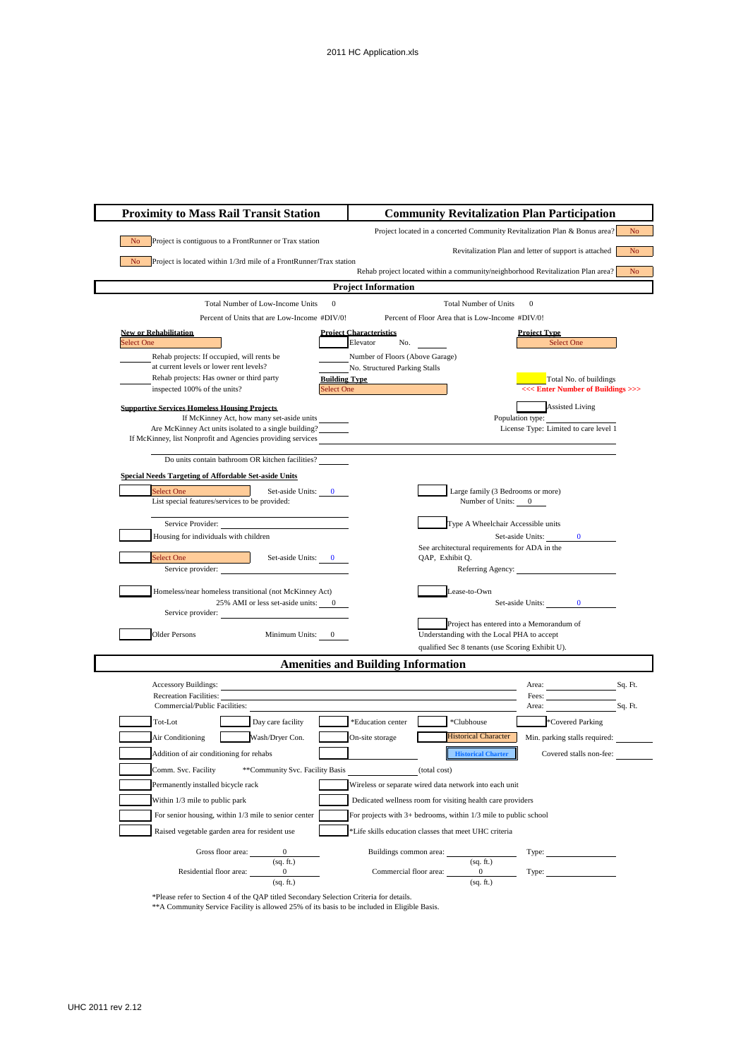## Proximity to Mass Rail Transit Station

No — Project is contiguous to a FrontRunner or Trax station

No — Project is located within 1/3rd mile of a FrontRunner/Trax station

## Community Revitalization Plan Participation

Project located in a concerted Community Revitalization Plan & Bonus area? No

Revitalization Plan and letter of support is attached No

Rehab project located within a community/neighborhood Revitalization Plan area? No

## Project Information

Total Number of Low-Income Units 0 — Total Number of Units 0

Percent of Units that are Low-Income #DIV/0! — Percent of Floor Area that is Low-Income #DIV/0!

**New or Rehabilitation**

Select One

Rehab projects: If occupied, will rents be at current levels or lower rent levels?

Rehab projects: Has owner or third party inspected 100% of the units?

**Project Characteristics**

Elevator No.

Number of Floors (Above Garage)

No. Structured Parking Stalls

**Building Type**

Select One

**Project Type**

Select One

Total No. of buildings

<<< Enter Number of Buildings >>>

**Supportive Services Homeless Housing Projects**

If McKinney Act, how many set-aside units

Are McKinney Act units isolated to a single building?

If McKinney, list Nonprofit and Agencies providing services

Do units contain bathroom OR kitchen facilities?

Assisted Living

Population type:

License Type: Limited to care level 1

**Special Needs Targeting of Affordable Set-aside Units**

Select One — Set-aside Units: 0

List special features/services to be provided:

Service Provider:

Housing for individuals with children

Select One — Set-aside Units: 0

Service provider:

Homeless/near homeless transitional (not McKinney Act)

25% AMI or less set-aside units: 0

Service provider:

Older Persons — Minimum Units: 0

Large family (3 Bedrooms or more)

Number of Units: 0

Type A Wheelchair Accessible units

Set-aside Units: 0

See architectural requirements for ADA in the QAP, Exhibit Q.

Referring Agency:

Lease-to-Own

Set-aside Units: 0

Project has entered into a Memorandum of Understanding with the Local PHA to accept qualified Sec 8 tenants (use Scoring Exhibit U).

## Amenities and Building Information

Accessory Buildings: — Area: Sq. Ft.

Recreation Facilities: — Fees:

Commercial/Public Facilities: — Area: Sq. Ft.

Tot-Lot | Day care facility | *Education center | *Clubhouse | *Covered Parking

Air Conditioning | Wash/Dryer Con. | On-site storage | Historical Character | Min. parking stalls required:

Addition of air conditioning for rehabs | Historical Charter | Covered stalls non-fee:

Comm. Svc. Facility — **Community Svc. Facility Basis (total cost)

Permanently installed bicycle rack

Wireless or separate wired data network into each unit

Within 1/3 mile to public park

Dedicated wellness room for visiting health care providers

For senior housing, within 1/3 mile to senior center

For projects with 3+ bedrooms, within 1/3 mile to public school

Raised vegetable garden area for resident use

*Life skills education classes that meet UHC criteria

Gross floor area: 0 (sq. ft.) — Buildings common area: (sq. ft.) — Type:

Residential floor area: 0 (sq. ft.) — Commercial floor area: 0 (sq. ft.) — Type:

*Please refer to Section 4 of the QAP titled Secondary Selection Criteria for details.

**A Community Service Facility is allowed 25% of its basis to be included in Eligible Basis.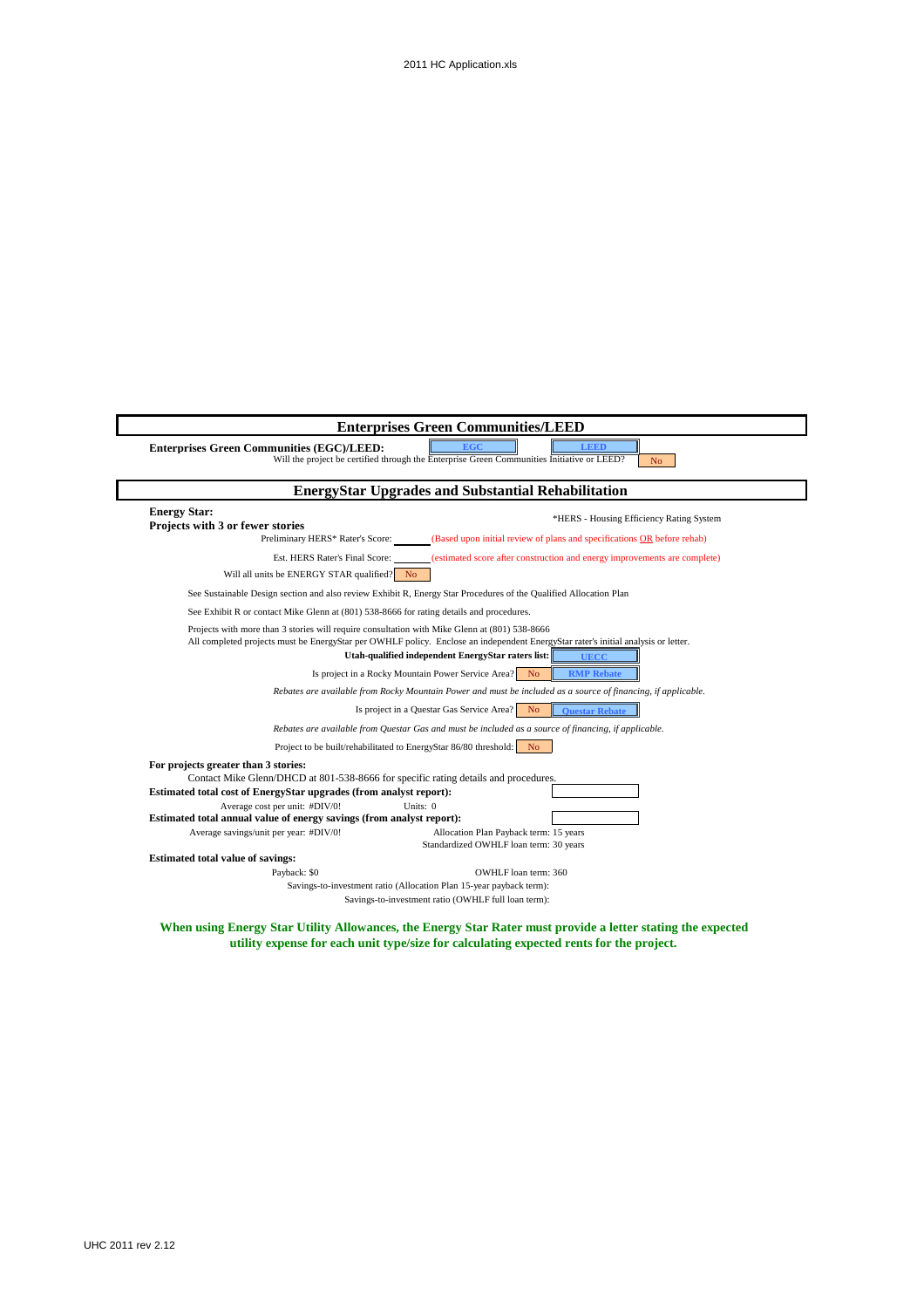## Enterprises Green Communities/LEED

**Enterprises Green Communities (EGC)/LEED:** EGC LEED

Will the project be certified through the Enterprise Green Communities Initiative or LEED? No

## EnergyStar Upgrades and Substantial Rehabilitation

**Energy Star:**
**Projects with 3 or fewer stories**

*HERS - Housing Efficiency Rating System

Preliminary HERS* Rater's Score: ______ (Based upon initial review of plans and specifications OR before rehab)

Est. HERS Rater's Final Score: ______ (estimated score after construction and energy improvements are complete)

Will all units be ENERGY STAR qualified? No

See Sustainable Design section and also review Exhibit R, Energy Star Procedures of the Qualified Allocation Plan

See Exhibit R or contact Mike Glenn at (801) 538-8666 for rating details and procedures.

Projects with more than 3 stories will require consultation with Mike Glenn at (801) 538-8666
All completed projects must be EnergyStar per OWHLF policy. Enclose an independent EnergyStar rater's initial analysis or letter.

**Utah-qualified independent EnergyStar raters list:** UECC

Is project in a Rocky Mountain Power Service Area? No RMP Rebate

*Rebates are available from Rocky Mountain Power and must be included as a source of financing, if applicable.*

Is project in a Questar Gas Service Area? No Questar Rebate

*Rebates are available from Questar Gas and must be included as a source of financing, if applicable.*

Project to be built/rehabilitated to EnergyStar 86/80 threshold: No

**For projects greater than 3 stories:**
Contact Mike Glenn/DHCD at 801-538-8666 for specific rating details and procedures.

**Estimated total cost of EnergyStar upgrades (from analyst report):**

Average cost per unit: #DIV/0! Units: 0

**Estimated total annual value of energy savings (from analyst report):**

Average savings/unit per year: #DIV/0! Allocation Plan Payback term: 15 years
Standardized OWHLF loan term: 30 years

**Estimated total value of savings:**

Payback: $0 OWHLF loan term: 360

Savings-to-investment ratio (Allocation Plan 15-year payback term):

Savings-to-investment ratio (OWHLF full loan term):

**When using Energy Star Utility Allowances, the Energy Star Rater must provide a letter stating the expected utility expense for each unit type/size for calculating expected rents for the project.**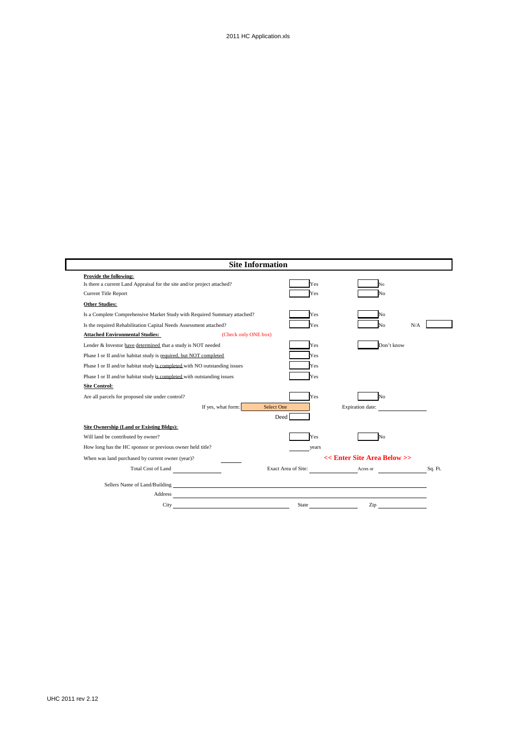## Site Information

**Provide the following:**

Is there a current Land Appraisal for the site and/or project attached? ☐ Yes ☐ No

Current Title Report ☐ Yes ☐ No

**Other Studies:**

Is a Complete Comprehensive Market Study with Required Summary attached? ☐ Yes ☐ No

Is the required Rehabilitation Capital Needs Assessment attached? ☐ Yes ☐ No N/A ☐

**Attached Environmental Studies:** (Check only ONE box)

Lender & Investor have determined that a study is NOT needed ☐ Yes ☐ Don't know

Phase I or II and/or habitat study is required, but NOT completed ☐ Yes

Phase I or II and/or habitat study is completed with NO outstanding issues ☐ Yes

Phase I or II and/or habitat study is completed with outstanding issues ☐ Yes

**Site Control:**

Are all parcels for proposed site under control? ☐ Yes ☐ No

If yes, what form: Select One Expiration date: ____________

Deed ☐

**Site Ownership (Land or Existing Bldgs):**

Will land be contributed by owner? ☐ Yes ☐ No

How long has the HC sponsor or previous owner held title? ______ years

When was land purchased by current owner (year)? ______ **<< Enter Site Area Below >>**

Total Cost of Land ____________ Exact Area of Site: ____________ Acres or ____________ Sq. Ft.

Sellers Name of Land/Building ________________________________

Address ________________________________

City ____________ State ____________ Zip ____________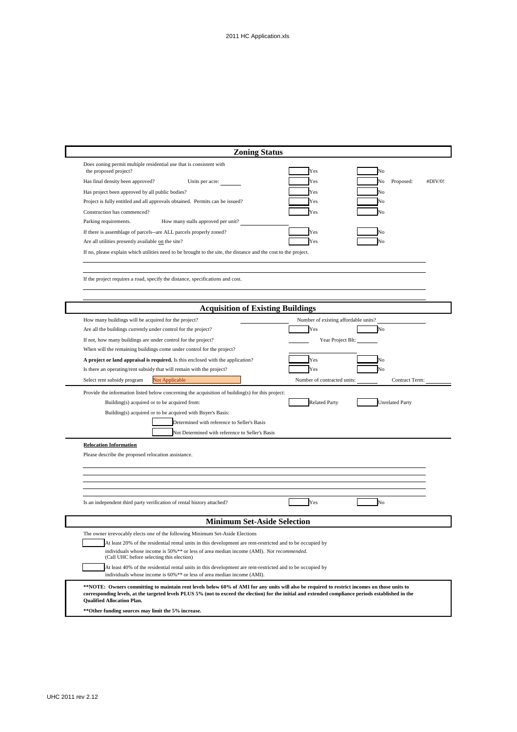## Zoning Status

Does zoning permit multiple residential use that is consistent with the proposed project? ☐ Yes ☐ No

Has final density been approved? Units per acre: ______ ☐ Yes ☐ No Proposed: #DIV/0!

Has project been approved by all public bodies? ☐ Yes ☐ No

Project is fully entitled and all approvals obtained. Permits can be issued? ☐ Yes ☐ No

Construction has commenced? ☐ Yes ☐ No

Parking requirements. How many stalls approved per unit? ______

If there is assemblage of parcels--are ALL parcels properly zoned? ☐ Yes ☐ No

Are all utilities presently available on the site? ☐ Yes ☐ No

If no, please explain which utilities need to be brought to the site, the distance and the cost to the project.

______________________________________________________________________

______________________________________________________________________

If the project requires a road, specify the distance, specifications and cost.

______________________________________________________________________

______________________________________________________________________

## Acquisition of Existing Buildings

How many buildings will be acquired for the project? ______ Number of existing affordable units? ______

Are all the buildings currently under control for the project? ☐ Yes ☐ No

If not, how many buildings are under control for the project? ______ Year Project Blt: ______

When will the remaining buildings come under control for the project? ______

**A project or land appraisal is required.** Is this enclosed with the application? ☐ Yes ☐ No

Is there an operating/rent subsidy that will remain with the project? ☐ Yes ☐ No

Select rent subsidy program: Not Applicable Number of contracted units: ______ Contract Term: ______

Provide the information listed below concerning the acquisition of building(s) for this project:

Building(s) acquired or to be acquired from: ☐ Related Party ☐ Unrelated Party

Building(s) acquired or to be acquired with Buyer's Basis:

☐ Determined with reference to Seller's Basis

☐ Not Determined with reference to Seller's Basis

**Relocation Information**

Please describe the proposed relocation assistance.

______________________________________________________________________

______________________________________________________________________

______________________________________________________________________

______________________________________________________________________

Is an independent third party verification of rental history attached? ☐ Yes ☐ No

## Minimum Set-Aside Selection

The owner irrevocably elects one of the following Minimum Set-Aside Elections

☐ At least 20% of the residential rental units in this development are rent-restricted and to be occupied by individuals whose income is 50%** or less of area median income (AMI). *Not recommended.* (Call UHC before selecting this election)

☐ At least 40% of the residential rental units in this development are rent-restricted and to be occupied by individuals whose income is 60%** or less of area median income (AMI).

**\*\*NOTE: Owners committing to maintain rent levels below 60% of AMI for any units will also be required to restrict incomes on those units to corresponding levels, at the targeted levels PLUS 5% (not to exceed the election) for the initial and extended compliance periods established in the Qualified Allocation Plan.**

**\*\*Other funding sources may limit the 5% increase.**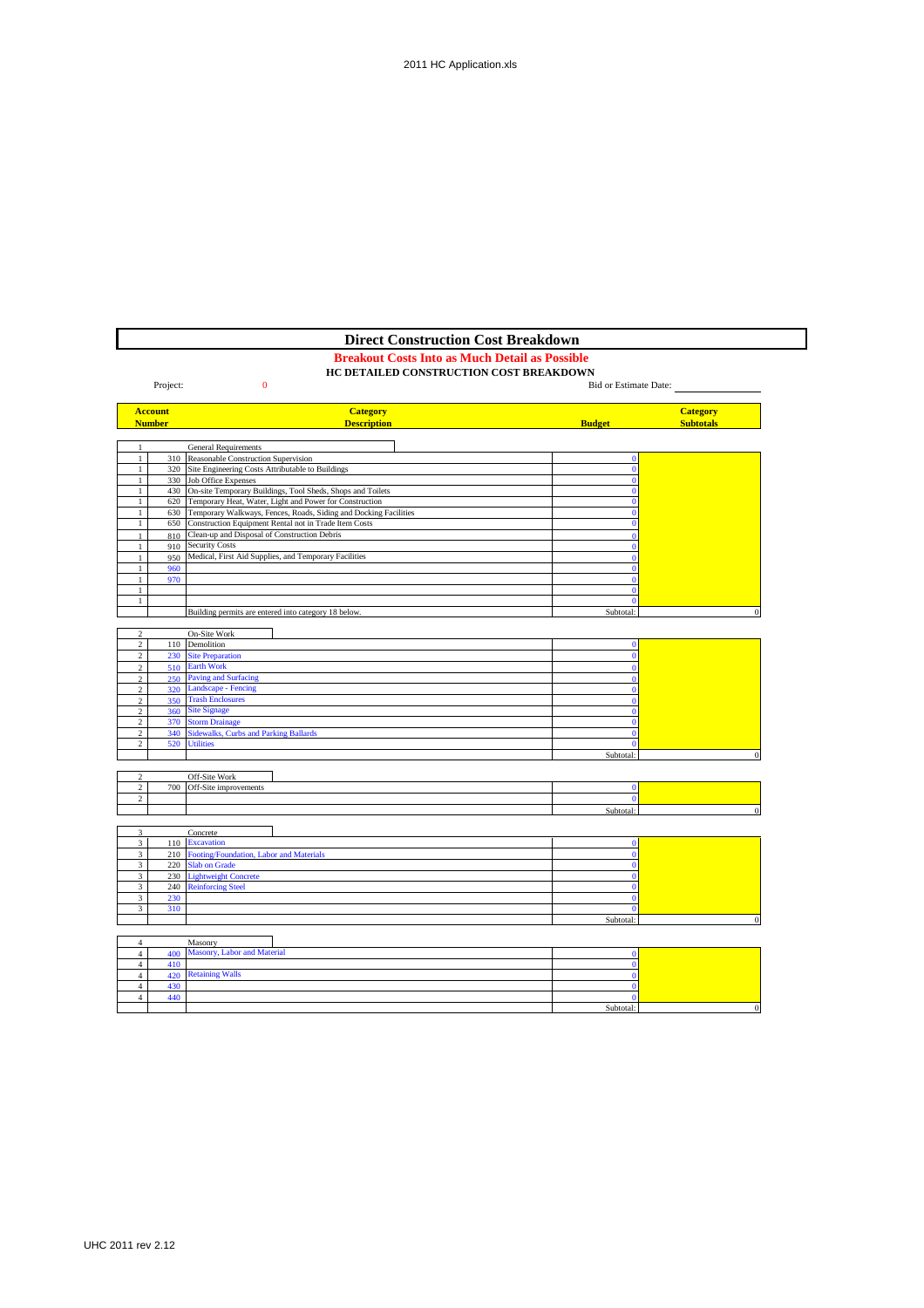# Direct Construction Cost Breakdown

**Breakout Costs Into as Much Detail as Possible**

**HC DETAILED CONSTRUCTION COST BREAKDOWN**

Project: 0

Bid or Estimate Date: ____________

| Account Number | | Category Description | Budget | Category Subtotals |
|---|---|---|---|---|
| 1 | | General Requirements | | |
| 1 | 310 | Reasonable Construction Supervision | 0 | |
| 1 | 320 | Site Engineering Costs Attributable to Buildings | 0 | |
| 1 | 330 | Job Office Expenses | 0 | |
| 1 | 430 | On-site Temporary Buildings, Tool Sheds, Shops and Toilets | 0 | |
| 1 | 620 | Temporary Heat, Water, Light and Power for Construction | 0 | |
| 1 | 630 | Temporary Walkways, Fences, Roads, Siding and Docking Facilities | 0 | |
| 1 | 650 | Construction Equipment Rental not in Trade Item Costs | 0 | |
| 1 | 810 | Clean-up and Disposal of Construction Debris | 0 | |
| 1 | 910 | Security Costs | 0 | |
| 1 | 950 | Medical, First Aid Supplies, and Temporary Facilities | 0 | |
| 1 | 960 | | 0 | |
| 1 | 970 | | 0 | |
| 1 | | | 0 | |
| 1 | | | 0 | |
| | | Building permits are entered into category 18 below. | Subtotal: | 0 |
| 2 | | On-Site Work | | |
| 2 | 110 | Demolition | 0 | |
| 2 | 230 | Site Preparation | 0 | |
| 2 | 510 | Earth Work | 0 | |
| 2 | 250 | Paving and Surfacing | 0 | |
| 2 | 320 | Landscape - Fencing | 0 | |
| 2 | 350 | Trash Enclosures | 0 | |
| 2 | 360 | Site Signage | 0 | |
| 2 | 370 | Storm Drainage | 0 | |
| 2 | 340 | Sidewalks, Curbs and Parking Ballards | 0 | |
| 2 | 520 | Utilities | 0 | |
| | | | Subtotal: | 0 |
| 2 | | Off-Site Work | | |
| 2 | 700 | Off-Site improvements | 0 | |
| 2 | | | 0 | |
| | | | Subtotal: | 0 |
| 3 | | Concrete | | |
| 3 | 110 | Excavation | 0 | |
| 3 | 210 | Footing/Foundation, Labor and Materials | 0 | |
| 3 | 220 | Slab on Grade | 0 | |
| 3 | 230 | Lightweight Concrete | 0 | |
| 3 | 240 | Reinforcing Steel | 0 | |
| 3 | 230 | | 0 | |
| 3 | 310 | | 0 | |
| | | | Subtotal: | 0 |
| 4 | | Masonry | | |
| 4 | 400 | Masonry, Labor and Material | 0 | |
| 4 | 410 | | 0 | |
| 4 | 420 | Retaining Walls | 0 | |
| 4 | 430 | | 0 | |
| 4 | 440 | | 0 | |
| | | | Subtotal: | 0 |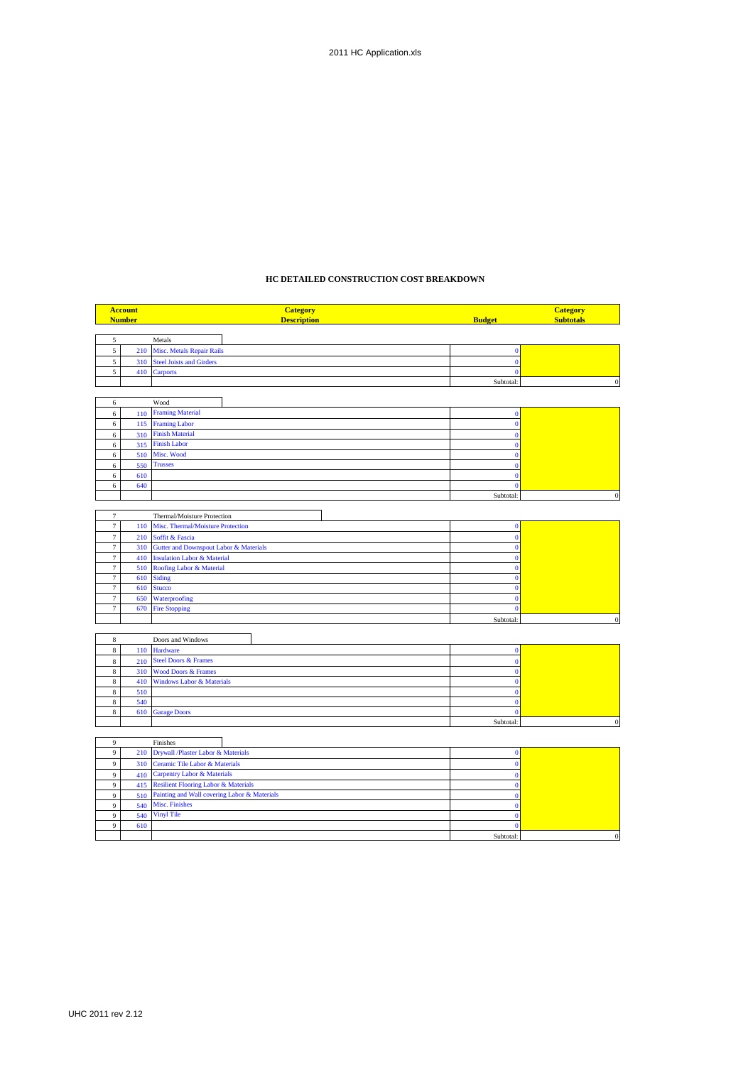## HC DETAILED CONSTRUCTION COST BREAKDOWN

| Account Number | | Category Description | Budget | Category Subtotals |
|---|---|---|---|---|
| 5 | | Metals | | |
| 5 | 210 | Misc. Metals Repair Rails | 0 | |
| 5 | 310 | Steel Joists and Girders | 0 | |
| 5 | 410 | Carports | 0 | |
| | | | Subtotal: | 0 |
| 6 | | Wood | | |
| 6 | 110 | Framing Material | 0 | |
| 6 | 115 | Framing Labor | 0 | |
| 6 | 310 | Finish Material | 0 | |
| 6 | 315 | Finish Labor | 0 | |
| 6 | 510 | Misc. Wood | 0 | |
| 6 | 550 | Trusses | 0 | |
| 6 | 610 | | 0 | |
| 6 | 640 | | 0 | |
| | | | Subtotal: | 0 |
| 7 | | Thermal/Moisture Protection | | |
| 7 | 110 | Misc. Thermal/Moisture Protection | 0 | |
| 7 | 210 | Soffit & Fascia | 0 | |
| 7 | 310 | Gutter and Downspout Labor & Materials | 0 | |
| 7 | 410 | Insulation Labor & Material | 0 | |
| 7 | 510 | Roofing Labor & Material | 0 | |
| 7 | 610 | Siding | 0 | |
| 7 | 610 | Stucco | 0 | |
| 7 | 650 | Waterproofing | 0 | |
| 7 | 670 | Fire Stopping | 0 | |
| | | | Subtotal: | 0 |
| 8 | | Doors and Windows | | |
| 8 | 110 | Hardware | 0 | |
| 8 | 210 | Steel Doors & Frames | 0 | |
| 8 | 310 | Wood Doors & Frames | 0 | |
| 8 | 410 | Windows Labor & Materials | 0 | |
| 8 | 510 | | 0 | |
| 8 | 540 | | 0 | |
| 8 | 610 | Garage Doors | 0 | |
| | | | Subtotal: | 0 |
| 9 | | Finishes | | |
| 9 | 210 | Drywall /Plaster Labor & Materials | 0 | |
| 9 | 310 | Ceramic Tile Labor & Materials | 0 | |
| 9 | 410 | Carpentry Labor & Materials | 0 | |
| 9 | 415 | Resilient Flooring Labor & Materials | 0 | |
| 9 | 510 | Painting and Wall covering Labor & Materials | 0 | |
| 9 | 540 | Misc. Finishes | 0 | |
| 9 | 540 | Vinyl Tile | 0 | |
| 9 | 610 | | 0 | |
| | | | Subtotal: | 0 |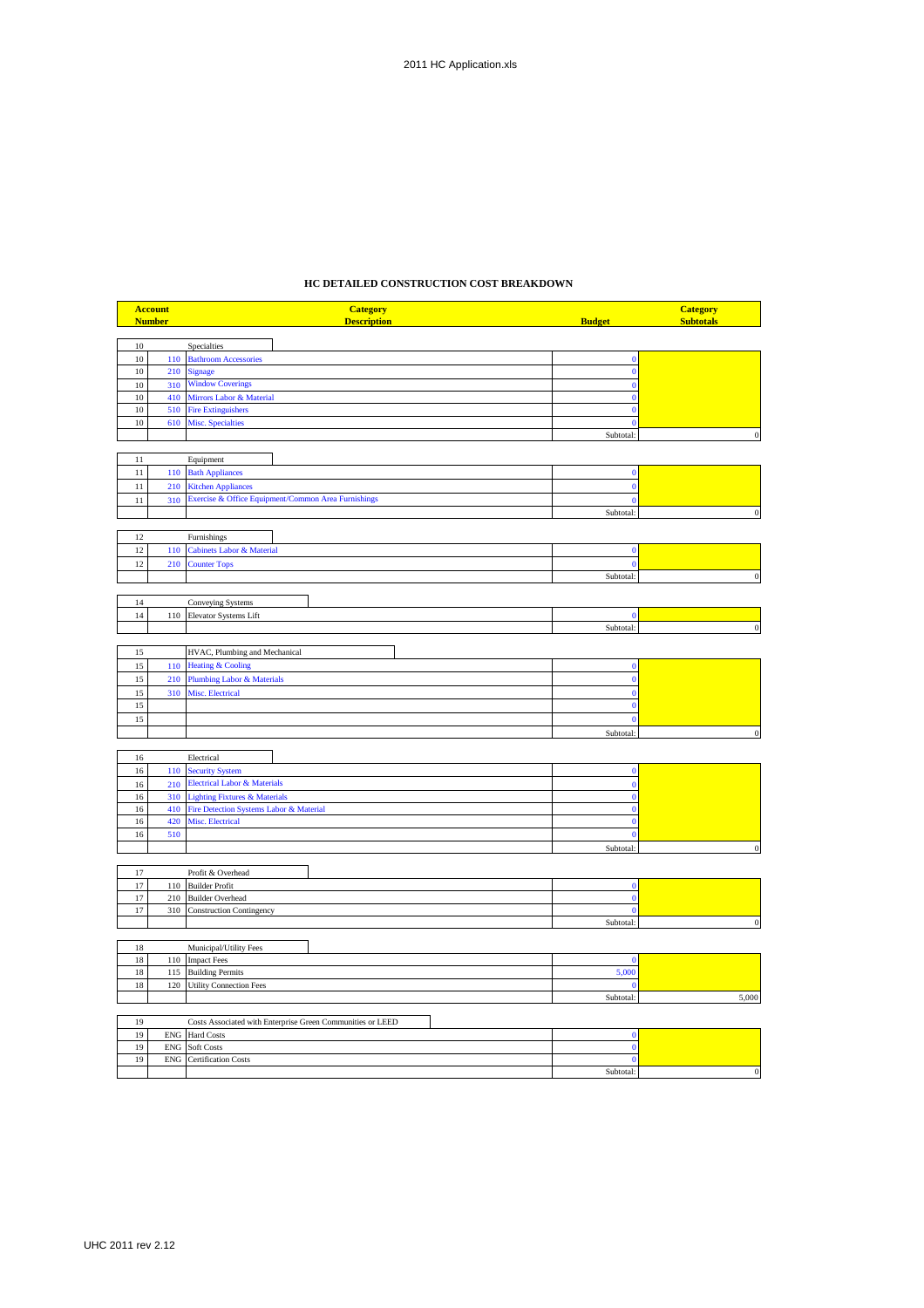## HC DETAILED CONSTRUCTION COST BREAKDOWN

| Account Number | | Category Description | Budget | Category Subtotals |
|---|---|---|---|---|
| 10 | | Specialties | | |
| 10 | 110 | Bathroom Accessories | 0 | |
| 10 | 210 | Signage | 0 | |
| 10 | 310 | Window Coverings | 0 | |
| 10 | 410 | Mirrors Labor & Material | 0 | |
| 10 | 510 | Fire Extinguishers | 0 | |
| 10 | 610 | Misc. Specialties | 0 | |
| | | | Subtotal: | 0 |
| 11 | | Equipment | | |
| 11 | 110 | Bath Appliances | 0 | |
| 11 | 210 | Kitchen Appliances | 0 | |
| 11 | 310 | Exercise & Office Equipment/Common Area Furnishings | 0 | |
| | | | Subtotal: | 0 |
| 12 | | Furnishings | | |
| 12 | 110 | Cabinets Labor & Material | 0 | |
| 12 | 210 | Counter Tops | 0 | |
| | | | Subtotal: | 0 |
| 14 | | Conveying Systems | | |
| 14 | 110 | Elevator Systems Lift | 0 | |
| | | | Subtotal: | 0 |
| 15 | | HVAC, Plumbing and Mechanical | | |
| 15 | 110 | Heating & Cooling | 0 | |
| 15 | 210 | Plumbing Labor & Materials | 0 | |
| 15 | 310 | Misc. Electrical | 0 | |
| 15 | | | 0 | |
| 15 | | | 0 | |
| | | | Subtotal: | 0 |
| 16 | | Electrical | | |
| 16 | 110 | Security System | 0 | |
| 16 | 210 | Electrical Labor & Materials | 0 | |
| 16 | 310 | Lighting Fixtures & Materials | 0 | |
| 16 | 410 | Fire Detection Systems Labor & Material | 0 | |
| 16 | 420 | Misc. Electrical | 0 | |
| 16 | 510 | | 0 | |
| | | | Subtotal: | 0 |
| 17 | | Profit & Overhead | | |
| 17 | 110 | Builder Profit | 0 | |
| 17 | 210 | Builder Overhead | 0 | |
| 17 | 310 | Construction Contingency | 0 | |
| | | | Subtotal: | 0 |
| 18 | | Municipal/Utility Fees | | |
| 18 | 110 | Impact Fees | 0 | |
| 18 | 115 | Building Permits | 5,000 | |
| 18 | 120 | Utility Connection Fees | 0 | |
| | | | Subtotal: | 5,000 |
| 19 | | Costs Associated with Enterprise Green Communities or LEED | | |
| 19 | ENG | Hard Costs | 0 | |
| 19 | ENG | Soft Costs | 0 | |
| 19 | ENG | Certification Costs | 0 | |
| | | | Subtotal: | 0 |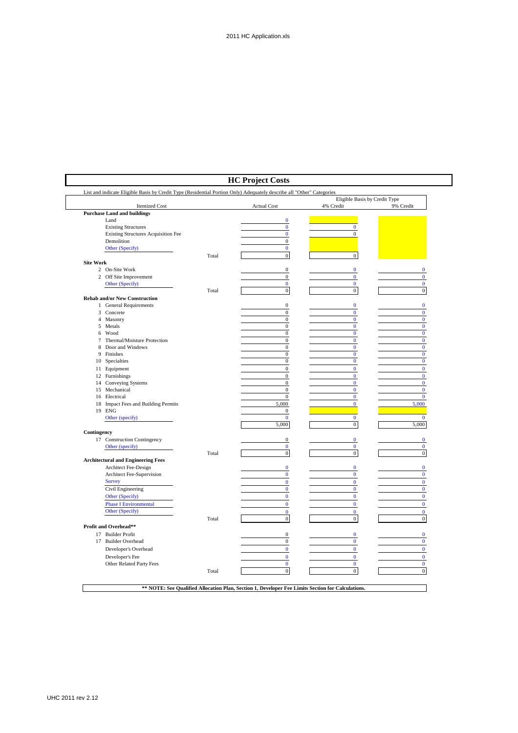## HC Project Costs

List and indicate Eligible Basis by Credit Type (Residential Portion Only) Adequately describe all "Other" Categories

| Itemized Cost | | Actual Cost | Eligible Basis by Credit Type 4% Credit | 9% Credit |
|---|---|---|---|---|
| **Purchase Land and buildings** | | | | |
| Land | | 0 | | |
| Existing Structures | | 0 | 0 | |
| Existing Structures Acquisition Fee | | 0 | 0 | |
| Demolition | | 0 | | |
| Other (Specify) | | 0 | | |
| | Total | 0 | 0 | |
| **Site Work** | | | | |
| 2 On-Site Work | | 0 | 0 | 0 |
| 2 Off Site Improvement | | 0 | 0 | 0 |
| Other (Specify) | | 0 | 0 | 0 |
| | Total | 0 | 0 | 0 |
| **Rehab and/or New Construction** | | | | |
| 1 General Requirements | | 0 | 0 | 0 |
| 3 Concrete | | 0 | 0 | 0 |
| 4 Masonry | | 0 | 0 | 0 |
| 5 Metals | | 0 | 0 | 0 |
| 6 Wood | | 0 | 0 | 0 |
| 7 Thermal/Moisture Protection | | 0 | 0 | 0 |
| 8 Door and Windows | | 0 | 0 | 0 |
| 9 Finishes | | 0 | 0 | 0 |
| 10 Specialties | | 0 | 0 | 0 |
| 11 Equipment | | 0 | 0 | 0 |
| 12 Furnishings | | 0 | 0 | 0 |
| 14 Conveying Systems | | 0 | 0 | 0 |
| 15 Mechanical | | 0 | 0 | 0 |
| 16 Electrical | | 0 | 0 | 0 |
| 18 Impact Fees and Building Permits | | 5,000 | 0 | 5,000 |
| 19 ENG | | 0 | | |
| Other (specify) | | 0 | 0 | 0 |
| | | 5,000 | 0 | 5,000 |
| **Contingency** | | | | |
| 17 Construction Contingency | | 0 | 0 | 0 |
| Other (specify) | | 0 | 0 | 0 |
| | Total | 0 | 0 | 0 |
| **Architectural and Engineering Fees** | | | | |
| Architect Fee-Design | | 0 | 0 | 0 |
| Architect Fee-Supervision | | 0 | 0 | 0 |
| Survey | | 0 | 0 | 0 |
| Civil Engineering | | 0 | 0 | 0 |
| Other (Specify) | | 0 | 0 | 0 |
| Phase I Environmental | | 0 | 0 | 0 |
| Other (Specify) | | 0 | 0 | 0 |
| | Total | 0 | 0 | 0 |
| **Profit and Overhead**** | | | | |
| 17 Builder Profit | | 0 | 0 | 0 |
| 17 Builder Overhead | | 0 | 0 | 0 |
| Developer's Overhead | | 0 | 0 | 0 |
| Developer's Fee | | 0 | 0 | 0 |
| Other Related Party Fees | | 0 | 0 | 0 |
| | Total | 0 | 0 | 0 |

**** NOTE: See Qualified Allocation Plan, Section 1, Developer Fee Limits Section for Calculations.**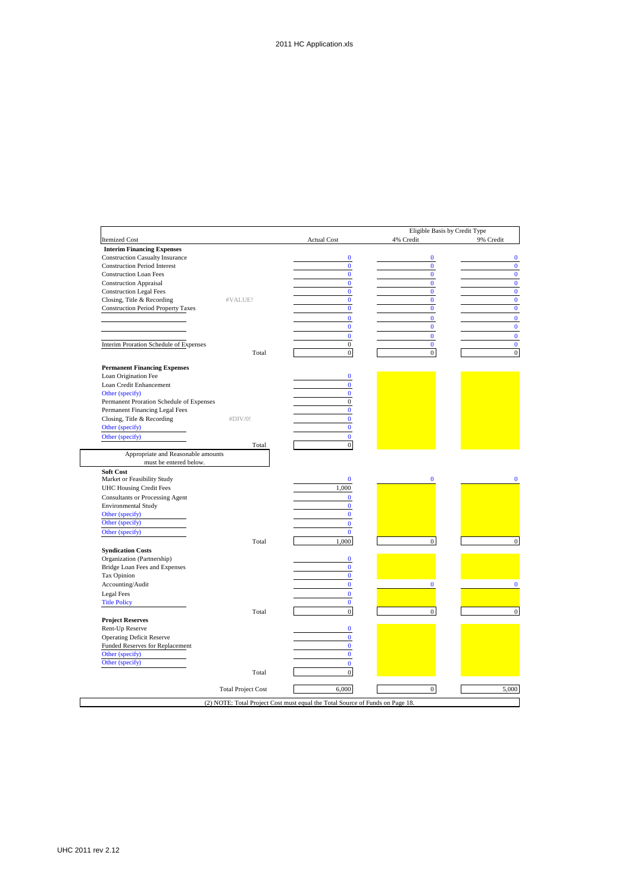| Itemized Cost | | Actual Cost | Eligible Basis by Credit Type 4% Credit | 9% Credit |
|---|---|---|---|---|
| **Interim Financing Expenses** | | | | |
| Construction Casualty Insurance | | 0 | 0 | 0 |
| Construction Period Interest | | 0 | 0 | 0 |
| Construction Loan Fees | | 0 | 0 | 0 |
| Construction Appraisal | | 0 | 0 | 0 |
| Construction Legal Fees | | 0 | 0 | 0 |
| Closing, Title & Recording | #VALUE! | 0 | 0 | 0 |
| Construction Period Property Taxes | | 0 | 0 | 0 |
| | | 0 | 0 | 0 |
| | | 0 | 0 | 0 |
| | | 0 | 0 | 0 |
| Interim Proration Schedule of Expenses | | 0 | 0 | 0 |
| | Total | 0 | 0 | 0 |
| **Permanent Financing Expenses** | | | | |
| Loan Origination Fee | | 0 | | |
| Loan Credit Enhancement | | 0 | | |
| Other (specify) | | 0 | | |
| Permanent Proration Schedule of Expenses | | 0 | | |
| Permanent Financing Legal Fees | | 0 | | |
| Closing, Title & Recording | #DIV/0! | 0 | | |
| Other (specify) | | 0 | | |
| Other (specify) | | 0 | | |
| | Total | 0 | | |
| Appropriate and Reasonable amounts must be entered below. | | | | |
| **Soft Cost** | | | | |
| Market or Feasibility Study | | 0 | 0 | 0 |
| UHC Housing Credit Fees | | 1,000 | | |
| Consultants or Processing Agent | | 0 | | |
| Environmental Study | | 0 | | |
| Other (specify) | | 0 | | |
| Other (specify) | | 0 | | |
| Other (specify) | | 0 | | |
| | Total | 1,000 | 0 | 0 |
| **Syndication Costs** | | | | |
| Organization (Partnership) | | 0 | | |
| Bridge Loan Fees and Expenses | | 0 | | |
| Tax Opinion | | 0 | | |
| Accounting/Audit | | 0 | 0 | 0 |
| Legal Fees | | 0 | | |
| Title Policy | | 0 | | |
| | Total | 0 | 0 | 0 |
| **Project Reserves** | | | | |
| Rent-Up Reserve | | 0 | | |
| Operating Deficit Reserve | | 0 | | |
| Funded Reserves for Replacement | | 0 | | |
| Other (specify) | | 0 | | |
| Other (specify) | | 0 | | |
| | Total | 0 | | |
| | Total Project Cost | 6,000 | 0 | 5,000 |

(2) NOTE: Total Project Cost must equal the Total Source of Funds on Page 18.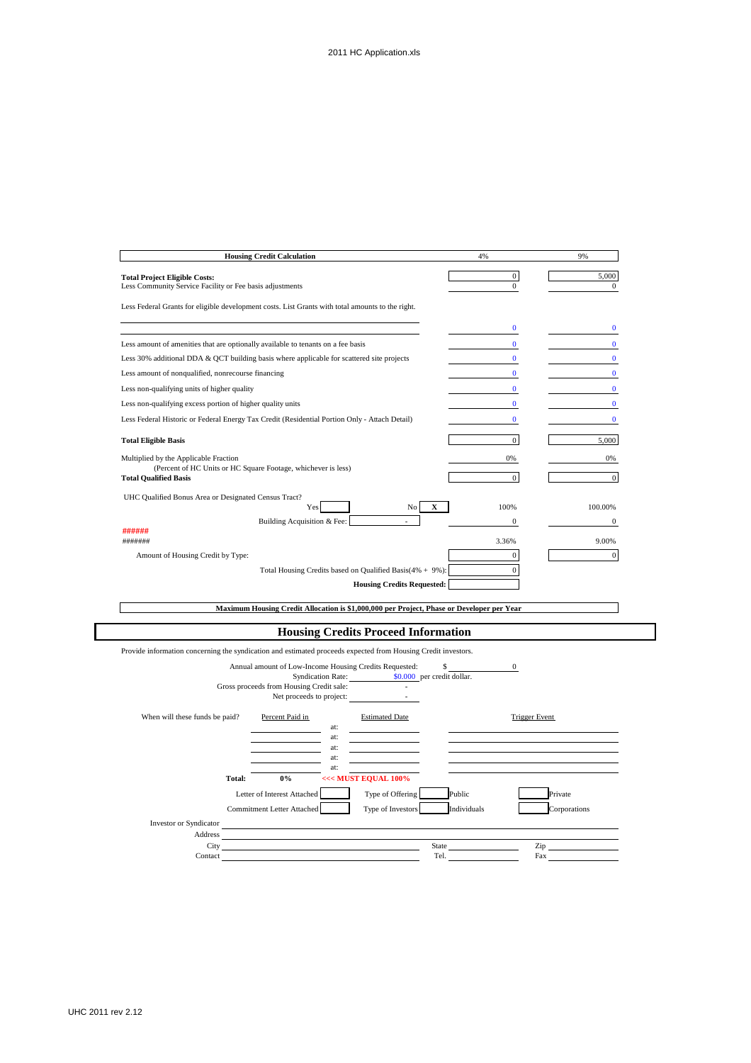| Housing Credit Calculation | 4% | 9% |
|---|---|---|
| **Total Project Eligible Costs:** | 0 | 5,000 |
| Less Community Service Facility or Fee basis adjustments | 0 | 0 |
| Less Federal Grants for eligible development costs. List Grants with total amounts to the right. | | |
| | 0 | 0 |
| Less amount of amenities that are optionally available to tenants on a fee basis | 0 | 0 |
| Less 30% additional DDA & QCT building basis where applicable for scattered site projects | 0 | 0 |
| Less amount of nonqualified, nonrecourse financing | 0 | 0 |
| Less non-qualifying units of higher quality | 0 | 0 |
| Less non-qualifying excess portion of higher quality units | 0 | 0 |
| Less Federal Historic or Federal Energy Tax Credit (Residential Portion Only - Attach Detail) | 0 | 0 |
| **Total Eligible Basis** | 0 | 5,000 |
| Multiplied by the Applicable Fraction (Percent of HC Units or HC Square Footage, whichever is less) | 0% | 0% |
| **Total Qualified Basis** | 0 | 0 |
| UHC Qualified Bonus Area or Designated Census Tract? Yes [ ] No [X] | 100% | 100.00% |
| Building Acquisition & Fee: - | 0 | 0 |
| ###### | | |
| ####### | 3.36% | 9.00% |
| Amount of Housing Credit by Type: | 0 | 0 |
| Total Housing Credits based on Qualified Basis(4% + 9%): | 0 | |
| **Housing Credits Requested:** | | |

**Maximum Housing Credit Allocation is $1,000,000 per Project, Phase or Developer per Year**

# Housing Credits Proceed Information

Provide information concerning the syndication and estimated proceeds expected from Housing Credit investors.

Annual amount of Low-Income Housing Credits Requested: $ 0

Syndication Rate: $0.000 per credit dollar.

Gross proceeds from Housing Credit sale: -

Net proceeds to project: -

| When will these funds be paid? | Percent Paid in | | Estimated Date | Trigger Event |
|---|---|---|---|---|
| | | at: | | |
| | | at: | | |
| | | at: | | |
| | | at: | | |
| | | at: | | |
| **Total:** | **0%** | | **<<< MUST EQUAL 100%** | |

Letter of Interest Attached [ ] Type of Offering [ ] Public [ ] Private

Commitment Letter Attached [ ] Type of Investors [ ] Individuals [ ] Corporations

Investor or Syndicator ______________________

Address ______________________

City ______________________ State ______________ Zip ______________

Contact ______________________ Tel. ______________ Fax ______________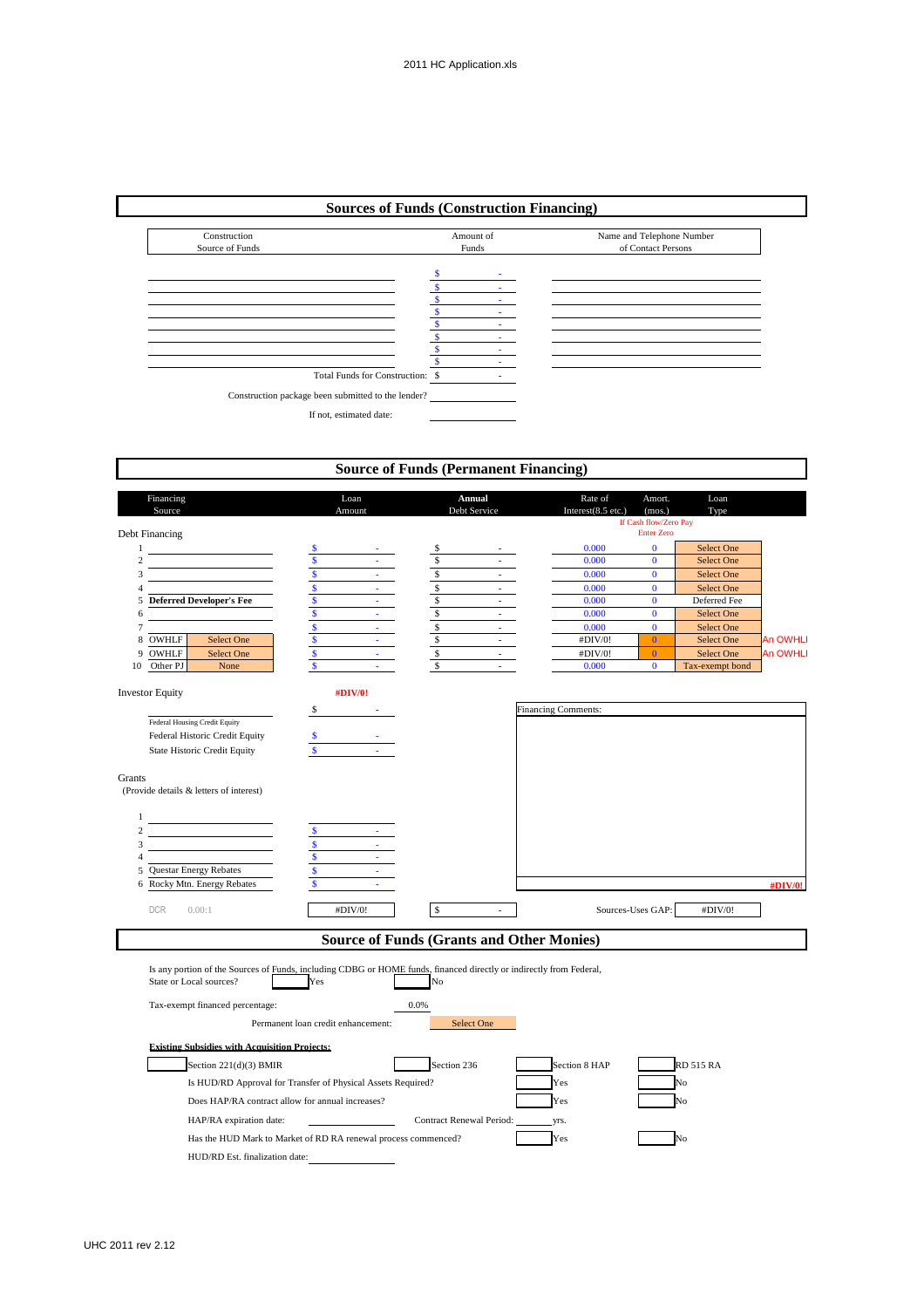## Sources of Funds (Construction Financing)

| Construction Source of Funds | Amount of Funds | Name and Telephone Number of Contact Persons |
|---|---|---|
| | $ - | |
| | $ - | |
| | $ - | |
| | $ - | |
| | $ - | |
| | $ - | |
| | $ - | |
| | $ - | |
| Total Funds for Construction: | $ - | |

Construction package been submitted to the lender? ________

If not, estimated date: ________

## Source of Funds (Permanent Financing)

| | Financing Source | | Loan Amount | Annual Debt Service | Rate of Interest(8.5 etc.) | Amort. (mos.) If Cash flow/Zero Pay Enter Zero | Loan Type | |
|---|---|---|---|---|---|---|---|---|
| **Debt Financing** | | | | | | | | |
| 1 | | | $ - | $ - | 0.000 | 0 | Select One | |
| 2 | | | $ - | $ - | 0.000 | 0 | Select One | |
| 3 | | | $ - | $ - | 0.000 | 0 | Select One | |
| 4 | | | $ - | $ - | 0.000 | 0 | Select One | |
| 5 | **Deferred Developer's Fee** | | $ - | $ - | 0.000 | 0 | Deferred Fee | |
| 6 | | | $ - | $ - | 0.000 | 0 | Select One | |
| 7 | | | $ - | $ - | 0.000 | 0 | Select One | |
| 8 | OWHLF | Select One | $ - | $ - | #DIV/0! | 0 | Select One | An OWHLI |
| 9 | OWHLF | Select One | $ - | $ - | #DIV/0! | 0 | Select One | An OWHLI |
| 10 | Other PJ | None | $ - | $ - | 0.000 | 0 | Tax-exempt bond | |

**Investor Equity** **#DIV/0!**

| | Amount |
|---|---|
| Federal Housing Credit Equity | $ - |
| Federal Historic Credit Equity | $ - |
| State Historic Credit Equity | $ - |

Financing Comments:

**Grants**
(Provide details & letters of interest)

| | Grant | Amount |
|---|---|---|
| 1 | | |
| 2 | | $ - |
| 3 | | $ - |
| 4 | | $ - |
| 5 | Questar Energy Rebates | $ - |
| 6 | Rocky Mtn. Energy Rebates | $ - |

#DIV/0!

DCR 0.00:1 | #DIV/0! | $ - | Sources-Uses GAP: #DIV/0!

## Source of Funds (Grants and Other Monies)

Is any portion of the Sources of Funds, including CDBG or HOME funds, financed directly or indirectly from Federal, State or Local sources? ☐ Yes ☐ No

Tax-exempt financed percentage: 0.0%

Permanent loan credit enhancement: Select One

**Existing Subsidies with Acquisition Projects:**

☐ Section 221(d)(3) BMIR ☐ Section 236 ☐ Section 8 HAP ☐ RD 515 RA

Is HUD/RD Approval for Transfer of Physical Assets Required? ☐ Yes ☐ No

Does HAP/RA contract allow for annual increases? ☐ Yes ☐ No

HAP/RA expiration date: ________ Contract Renewal Period: ______ yrs.

Has the HUD Mark to Market of RD RA renewal process commenced? ☐ Yes ☐ No

HUD/RD Est. finalization date: ________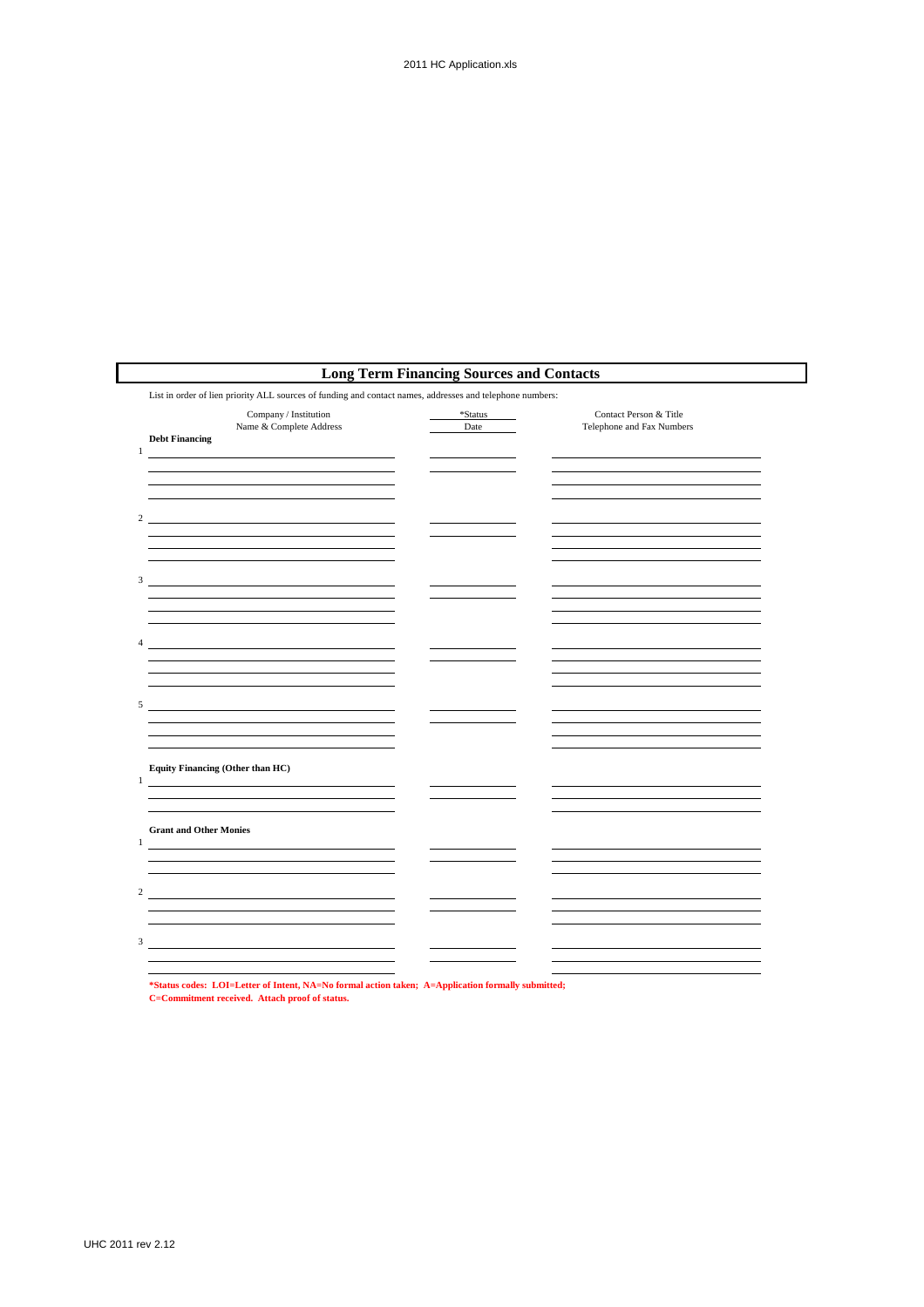## Long Term Financing Sources and Contacts

List in order of lien priority ALL sources of funding and contact names, addresses and telephone numbers:

| | Company / Institution Name & Complete Address | *Status Date | Contact Person & Title Telephone and Fax Numbers |
|---|---|---|---|
| **Debt Financing** | | | |
| 1 | | | |
| 2 | | | |
| 3 | | | |
| 4 | | | |
| 5 | | | |
| **Equity Financing (Other than HC)** | | | |
| 1 | | | |
| **Grant and Other Monies** | | | |
| 1 | | | |
| 2 | | | |
| 3 | | | |

**\*Status codes: LOI=Letter of Intent, NA=No formal action taken; A=Application formally submitted; C=Commitment received. Attach proof of status.**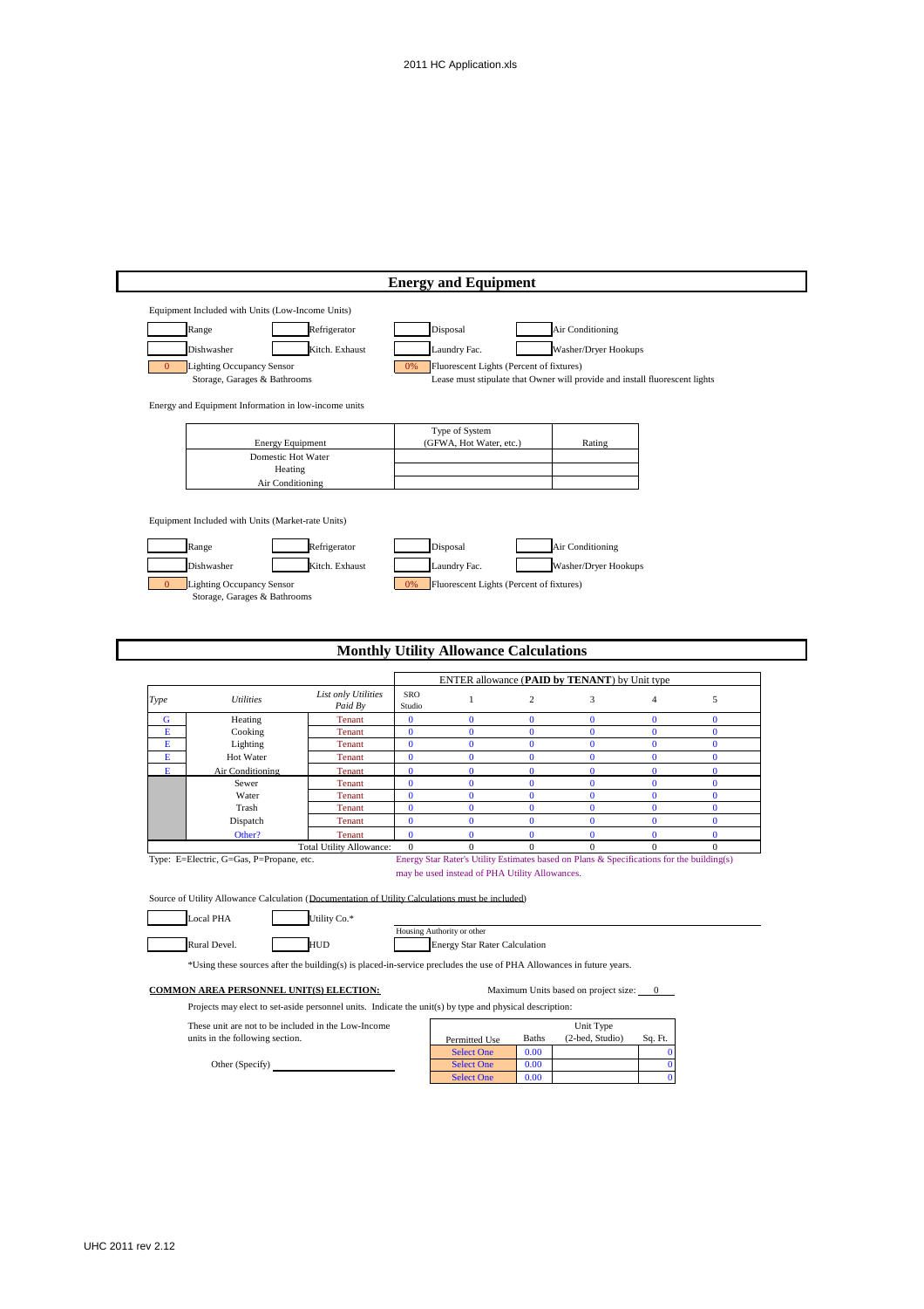## Energy and Equipment

Equipment Included with Units (Low-Income Units)

| | | | | | | | |
|---|---|---|---|---|---|---|---|
| | Range | | Refrigerator | | Disposal | | Air Conditioning |
| | Dishwasher | | Kitch. Exhaust | | Laundry Fac. | | Washer/Dryer Hookups |
| 0 | Lighting Occupancy Sensor Storage, Garages & Bathrooms | | | 0% | Fluorescent Lights (Percent of fixtures) Lease must stipulate that Owner will provide and install fluorescent lights | | |

Energy and Equipment Information in low-income units

| Energy Equipment | Type of System (GFWA, Hot Water, etc.) | Rating |
|---|---|---|
| Domestic Hot Water | | |
| Heating | | |
| Air Conditioning | | |

Equipment Included with Units (Market-rate Units)

| | | | | | | | |
|---|---|---|---|---|---|---|---|
| | Range | | Refrigerator | | Disposal | | Air Conditioning |
| | Dishwasher | | Kitch. Exhaust | | Laundry Fac. | | Washer/Dryer Hookups |
| 0 | Lighting Occupancy Sensor Storage, Garages & Bathrooms | | | 0% | Fluorescent Lights (Percent of fixtures) | | |

## Monthly Utility Allowance Calculations

| | | | ENTER allowance (**PAID by TENANT**) by Unit type | | | | | |
|---|---|---|---|---|---|---|---|---|
| *Type* | *Utilities* | *List only Utilities Paid By* | SRO Studio | 1 | 2 | 3 | 4 | 5 |
| G | Heating | Tenant | 0 | 0 | 0 | 0 | 0 | 0 |
| E | Cooking | Tenant | 0 | 0 | 0 | 0 | 0 | 0 |
| E | Lighting | Tenant | 0 | 0 | 0 | 0 | 0 | 0 |
| E | Hot Water | Tenant | 0 | 0 | 0 | 0 | 0 | 0 |
| E | Air Conditioning | Tenant | 0 | 0 | 0 | 0 | 0 | 0 |
| | Sewer | Tenant | 0 | 0 | 0 | 0 | 0 | 0 |
| | Water | Tenant | 0 | 0 | 0 | 0 | 0 | 0 |
| | Trash | Tenant | 0 | 0 | 0 | 0 | 0 | 0 |
| | Dispatch | Tenant | 0 | 0 | 0 | 0 | 0 | 0 |
| | Other? | Tenant | 0 | 0 | 0 | 0 | 0 | 0 |
| | | Total Utility Allowance: | 0 | 0 | 0 | 0 | 0 | 0 |

Type: E=Electric, G=Gas, P=Propane, etc.

Energy Star Rater's Utility Estimates based on Plans & Specifications for the building(s) may be used instead of PHA Utility Allowances.

Source of Utility Allowance Calculation (Documentation of Utility Calculations must be included)

| | | | | | |
|---|---|---|---|---|---|
| | Local PHA | | Utility Co.* | | Housing Authority or other |
| | Rural Devel. | | HUD | | Energy Star Rater Calculation |

*Using these sources after the building(s) is placed-in-service precludes the use of PHA Allowances in future years.

**COMMON AREA PERSONNEL UNIT(S) ELECTION:** Maximum Units based on project size: 0

Projects may elect to set-aside personnel units. Indicate the unit(s) by type and physical description:

These unit are not to be included in the Low-Income units in the following section.

Other (Specify) ______________

| Permitted Use | Baths | Unit Type (2-bed, Studio) | Sq. Ft. |
|---|---|---|---|
| Select One | 0.00 | | 0 |
| Select One | 0.00 | | 0 |
| Select One | 0.00 | | 0 |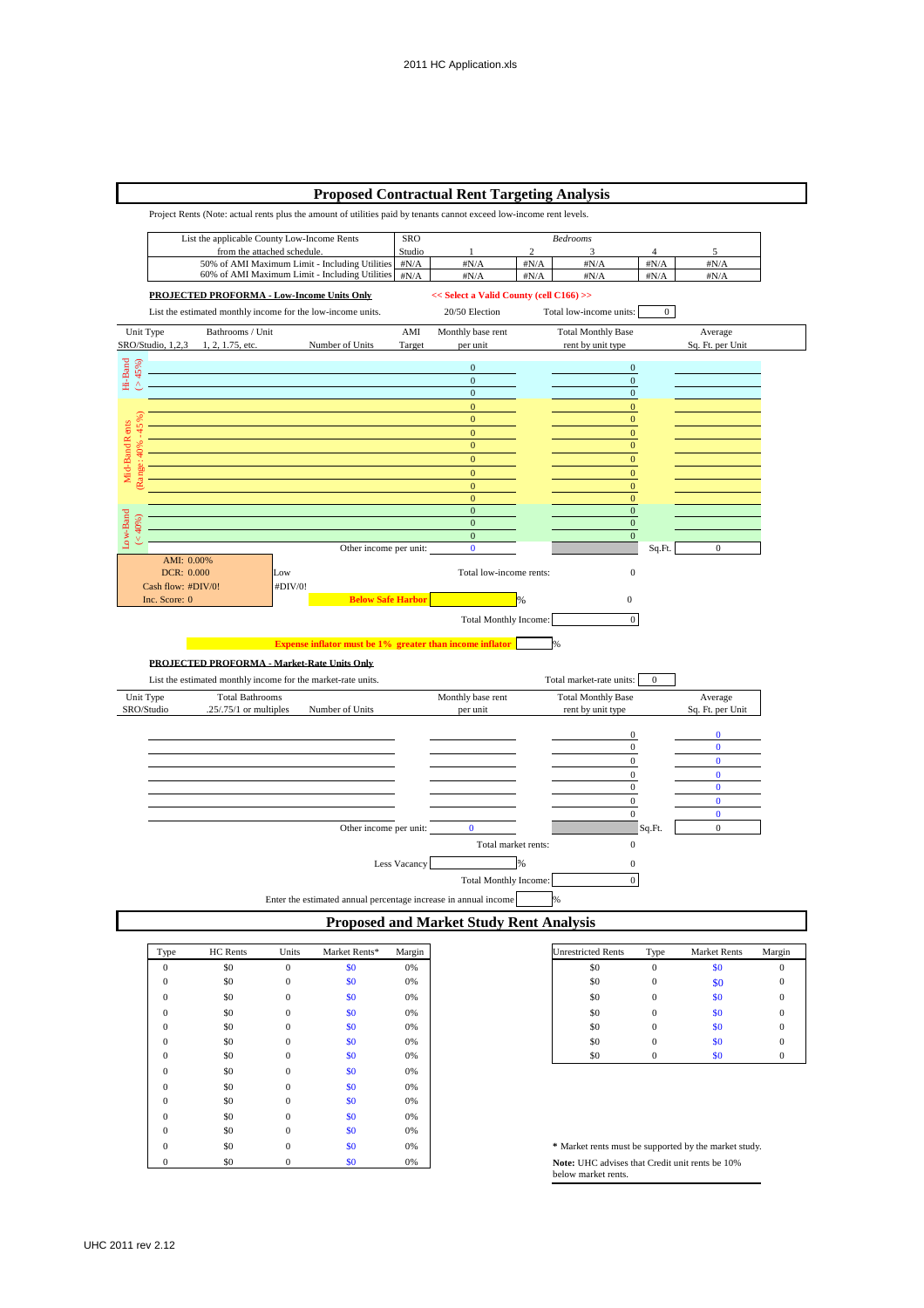## Proposed Contractual Rent Targeting Analysis

Project Rents (Note: actual rents plus the amount of utilities paid by tenants cannot exceed low-income rent levels.

| List the applicable County Low-Income Rents from the attached schedule. | SRO Studio | 1 | 2 | 3 | 4 | 5 |
|---|---|---|---|---|---|---|
| | | | Bedrooms | | | |
| 50% of AMI Maximum Limit - Including Utilities | #N/A | #N/A | #N/A | #N/A | #N/A | #N/A |
| 60% of AMI Maximum Limit - Including Utilities | #N/A | #N/A | #N/A | #N/A | #N/A | #N/A |

**PROJECTED PROFORMA - Low-Income Units Only** << Select a Valid County (cell C166) >>

List the estimated monthly income for the low-income units. 20/50 Election Total low-income units: 0

| | Unit Type SRO/Studio, 1,2,3 | Bathrooms / Unit 1, 2, 1.75, etc. | Number of Units | AMI Target | Monthly base rent per unit | Total Monthly Base rent by unit type | Average Sq. Ft. per Unit |
|---|---|---|---|---|---|---|---|
| Hi-Band (> 45%) | | | | | 0 | 0 | |
| | | | | | 0 | 0 | |
| | | | | | 0 | 0 | |
| Mid-Band Rents (Range: 40% - 45%) | | | | | 0 | 0 | |
| | | | | | 0 | 0 | |
| | | | | | 0 | 0 | |
| | | | | | 0 | 0 | |
| | | | | | 0 | 0 | |
| | | | | | 0 | 0 | |
| | | | | | 0 | 0 | |
| | | | | | 0 | 0 | |
| Low-Band (< 40%) | | | | | 0 | 0 | |
| | | | | | 0 | 0 | |
| | | | | | 0 | 0 | |
| | | | | Other income per unit: | 0 | | Sq.Ft. 0 |

AMI: 0.00%
DCR: 0.000 Low
Cash flow: #DIV/0! #DIV/0!
Inc. Score: 0

Total low-income rents: 0

Below Safe Harbor %  0

Total Monthly Income: 0

Expense inflator must be 1% greater than income inflator %

**PROJECTED PROFORMA - Market-Rate Units Only**

List the estimated monthly income for the market-rate units. Total market-rate units: 0

| Unit Type SRO/Studio | Total Bathrooms .25/.75/1 or multiples | Number of Units | Monthly base rent per unit | Total Monthly Base rent by unit type | Average Sq. Ft. per Unit |
|---|---|---|---|---|---|
| | | | | 0 | 0 |
| | | | | 0 | 0 |
| | | | | 0 | 0 |
| | | | | 0 | 0 |
| | | | | 0 | 0 |
| | | | | 0 | 0 |
| | | | | 0 | 0 |
| | | Other income per unit: | 0 | | Sq.Ft. 0 |

Total market rents: 0

Less Vacancy % 0

Total Monthly Income: 0

Enter the estimated annual percentage increase in annual income %

## Proposed and Market Study Rent Analysis

| Type | HC Rents | Units | Market Rents* | Margin |
|---|---|---|---|---|
| 0 | $0 | 0 | $0 | 0% |
| 0 | $0 | 0 | $0 | 0% |
| 0 | $0 | 0 | $0 | 0% |
| 0 | $0 | 0 | $0 | 0% |
| 0 | $0 | 0 | $0 | 0% |
| 0 | $0 | 0 | $0 | 0% |
| 0 | $0 | 0 | $0 | 0% |
| 0 | $0 | 0 | $0 | 0% |
| 0 | $0 | 0 | $0 | 0% |
| 0 | $0 | 0 | $0 | 0% |
| 0 | $0 | 0 | $0 | 0% |
| 0 | $0 | 0 | $0 | 0% |
| 0 | $0 | 0 | $0 | 0% |
| 0 | $0 | 0 | $0 | 0% |

| Unrestricted Rents | Type | Market Rents | Margin |
|---|---|---|---|
| $0 | 0 | $0 | 0 |
| $0 | 0 | $0 | 0 |
| $0 | 0 | $0 | 0 |
| $0 | 0 | $0 | 0 |
| $0 | 0 | $0 | 0 |
| $0 | 0 | $0 | 0 |
| $0 | 0 | $0 | 0 |

**\*** Market rents must be supported by the market study.

**Note:** UHC advises that Credit unit rents be 10% below market rents.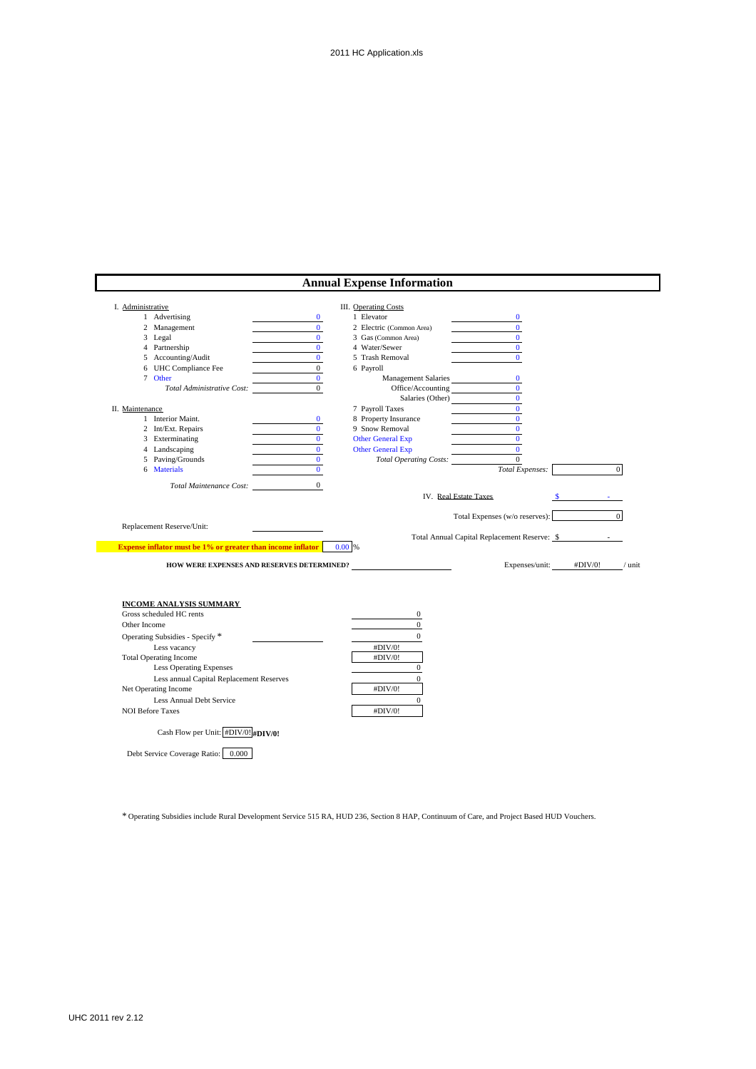## Annual Expense Information

| I. Administrative | | III. Operating Costs | |
|---|---|---|---|
| 1 Advertising | 0 | 1 Elevator | 0 |
| 2 Management | 0 | 2 Electric (Common Area) | 0 |
| 3 Legal | 0 | 3 Gas (Common Area) | 0 |
| 4 Partnership | 0 | 4 Water/Sewer | 0 |
| 5 Accounting/Audit | 0 | 5 Trash Removal | 0 |
| 6 UHC Compliance Fee | 0 | 6 Payroll | |
| 7 Other | 0 | Management Salaries | 0 |
| *Total Administrative Cost:* | 0 | Office/Accounting | 0 |
| | | Salaries (Other) | 0 |
| **II. Maintenance** | | 7 Payroll Taxes | 0 |
| 1 Interior Maint. | 0 | 8 Property Insurance | 0 |
| 2 Int/Ext. Repairs | 0 | 9 Snow Removal | 0 |
| 3 Exterminating | 0 | Other General Exp | 0 |
| 4 Landscaping | 0 | Other General Exp | 0 |
| 5 Paving/Grounds | 0 | *Total Operating Costs:* | 0 |
| 6 Materials | 0 | *Total Expenses:* | 0 |
| *Total Maintenance Cost:* | 0 | | |

IV. Real Estate Taxes $ -

Total Expenses (w/o reserves): 0

Replacement Reserve/Unit:

Total Annual Capital Replacement Reserve: $ -

**Expense inflator must be 1% or greater than income inflator** 0.00 %

**HOW WERE EXPENSES AND RESERVES DETERMINED?**

Expenses/unit: #DIV/0! / unit

**INCOME ANALYSIS SUMMARY**

| | |
|---|---|
| Gross scheduled HC rents | 0 |
| Other Income | 0 |
| Operating Subsidies - Specify * | 0 |
| Less vacancy | #DIV/0! |
| Total Operating Income | #DIV/0! |
| Less Operating Expenses | 0 |
| Less annual Capital Replacement Reserves | 0 |
| Net Operating Income | #DIV/0! |
| Less Annual Debt Service | 0 |
| NOI Before Taxes | #DIV/0! |

Cash Flow per Unit: #DIV/0! **#DIV/0!**

Debt Service Coverage Ratio: 0.000

* Operating Subsidies include Rural Development Service 515 RA, HUD 236, Section 8 HAP, Continuum of Care, and Project Based HUD Vouchers.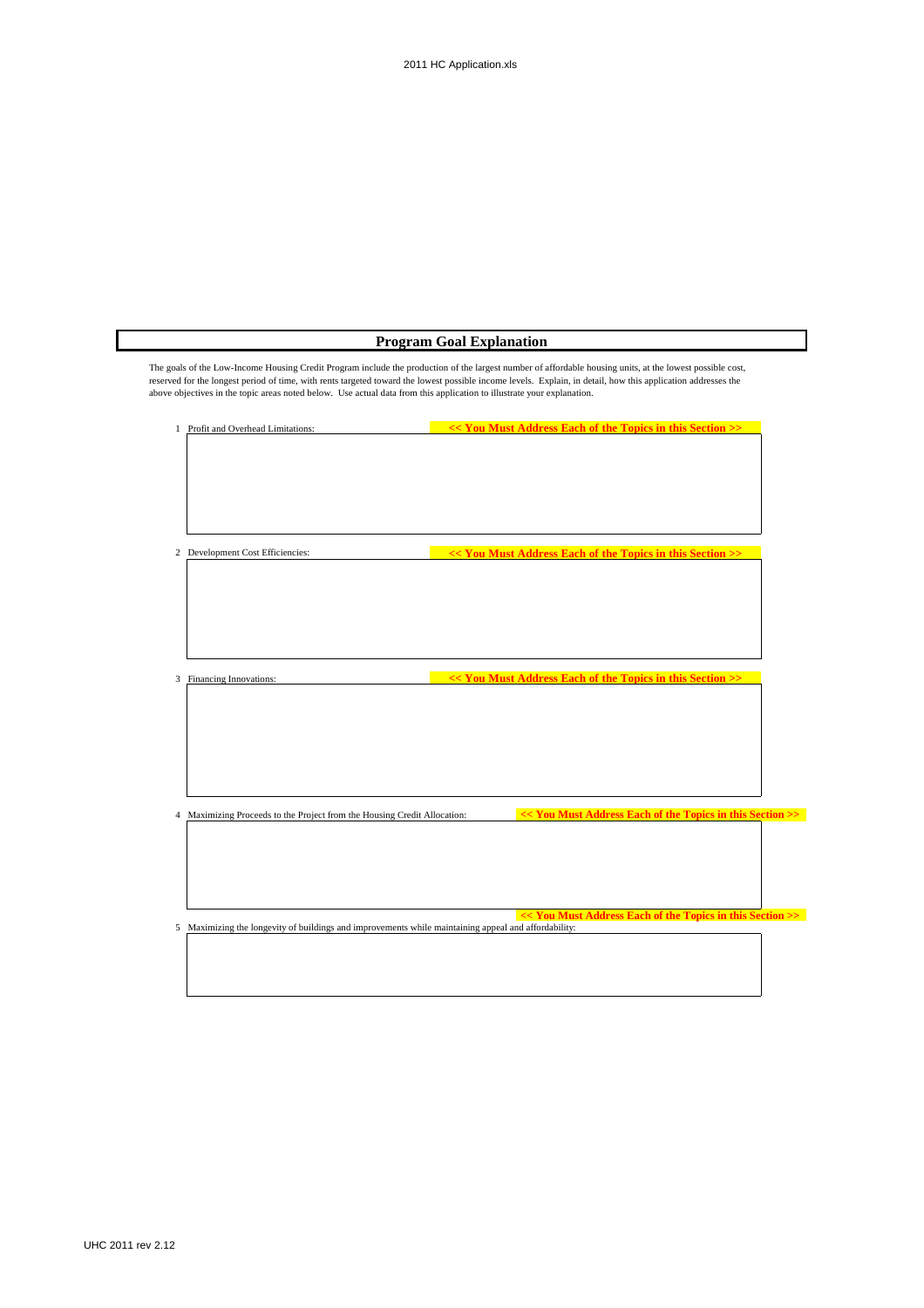## Program Goal Explanation

The goals of the Low-Income Housing Credit Program include the production of the largest number of affordable housing units, at the lowest possible cost, reserved for the longest period of time, with rents targeted toward the lowest possible income levels. Explain, in detail, how this application addresses the above objectives in the topic areas noted below. Use actual data from this application to illustrate your explanation.

1 Profit and Overhead Limitations: **<< You Must Address Each of the Topics in this Section >>**

2 Development Cost Efficiencies: **<< You Must Address Each of the Topics in this Section >>**

3 Financing Innovations: **<< You Must Address Each of the Topics in this Section >>**

4 Maximizing Proceeds to the Project from the Housing Credit Allocation: **<< You Must Address Each of the Topics in this Section >>**

**<< You Must Address Each of the Topics in this Section >>**

5 Maximizing the longevity of buildings and improvements while maintaining appeal and affordability: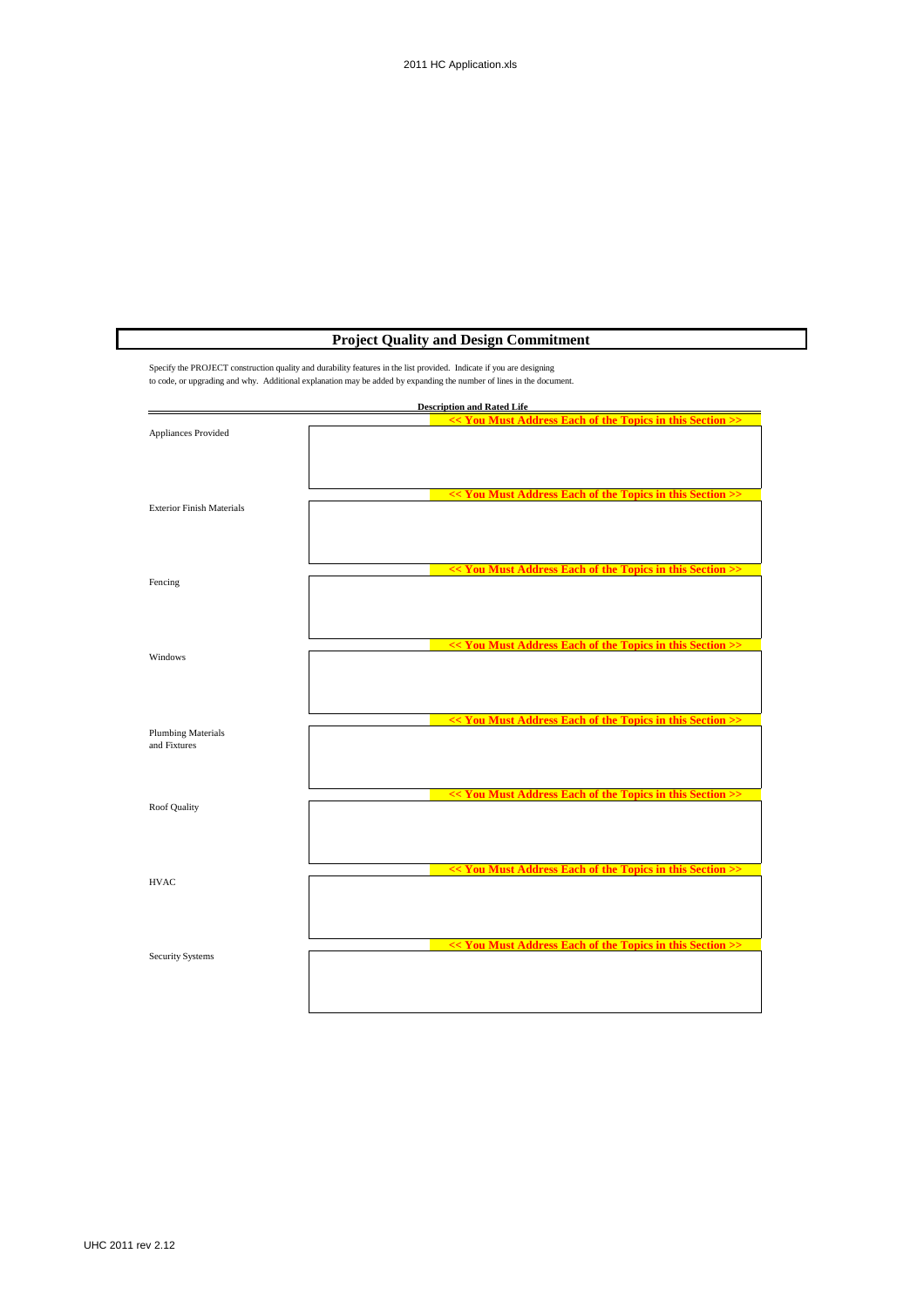## Project Quality and Design Commitment

Specify the PROJECT construction quality and durability features in the list provided. Indicate if you are designing to code, or upgrading and why. Additional explanation may be added by expanding the number of lines in the document.

| | Description and Rated Life |
|---|---|
| | **<< You Must Address Each of the Topics in this Section >>** |
| Appliances Provided | |
| | **<< You Must Address Each of the Topics in this Section >>** |
| Exterior Finish Materials | |
| | **<< You Must Address Each of the Topics in this Section >>** |
| Fencing | |
| | **<< You Must Address Each of the Topics in this Section >>** |
| Windows | |
| | **<< You Must Address Each of the Topics in this Section >>** |
| Plumbing Materials and Fixtures | |
| | **<< You Must Address Each of the Topics in this Section >>** |
| Roof Quality | |
| | **<< You Must Address Each of the Topics in this Section >>** |
| HVAC | |
| | **<< You Must Address Each of the Topics in this Section >>** |
| Security Systems | |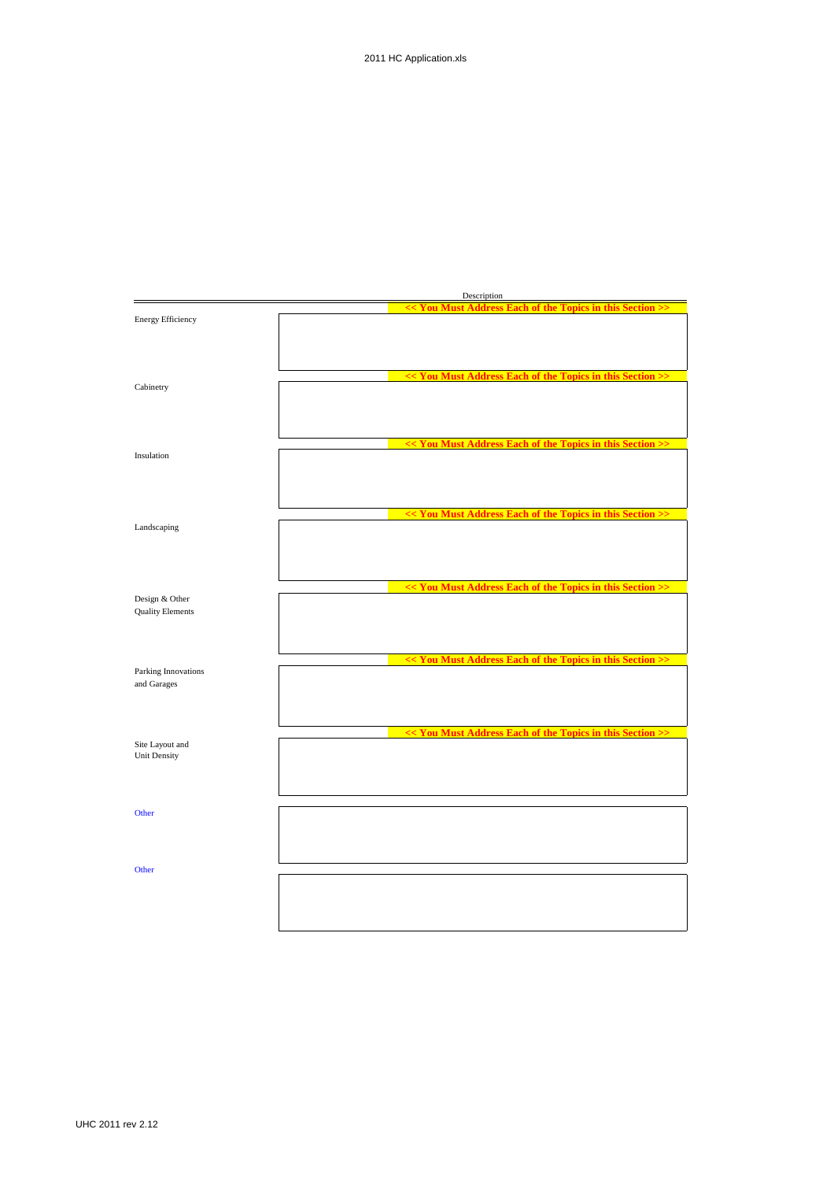| | Description |
|---|---|
| | **<< You Must Address Each of the Topics in this Section >>** |
| Energy Efficiency | |
| | **<< You Must Address Each of the Topics in this Section >>** |
| Cabinetry | |
| | **<< You Must Address Each of the Topics in this Section >>** |
| Insulation | |
| | **<< You Must Address Each of the Topics in this Section >>** |
| Landscaping | |
| | **<< You Must Address Each of the Topics in this Section >>** |
| Design & Other Quality Elements | |
| | **<< You Must Address Each of the Topics in this Section >>** |
| Parking Innovations and Garages | |
| | **<< You Must Address Each of the Topics in this Section >>** |
| Site Layout and Unit Density | |
| Other | |
| Other | |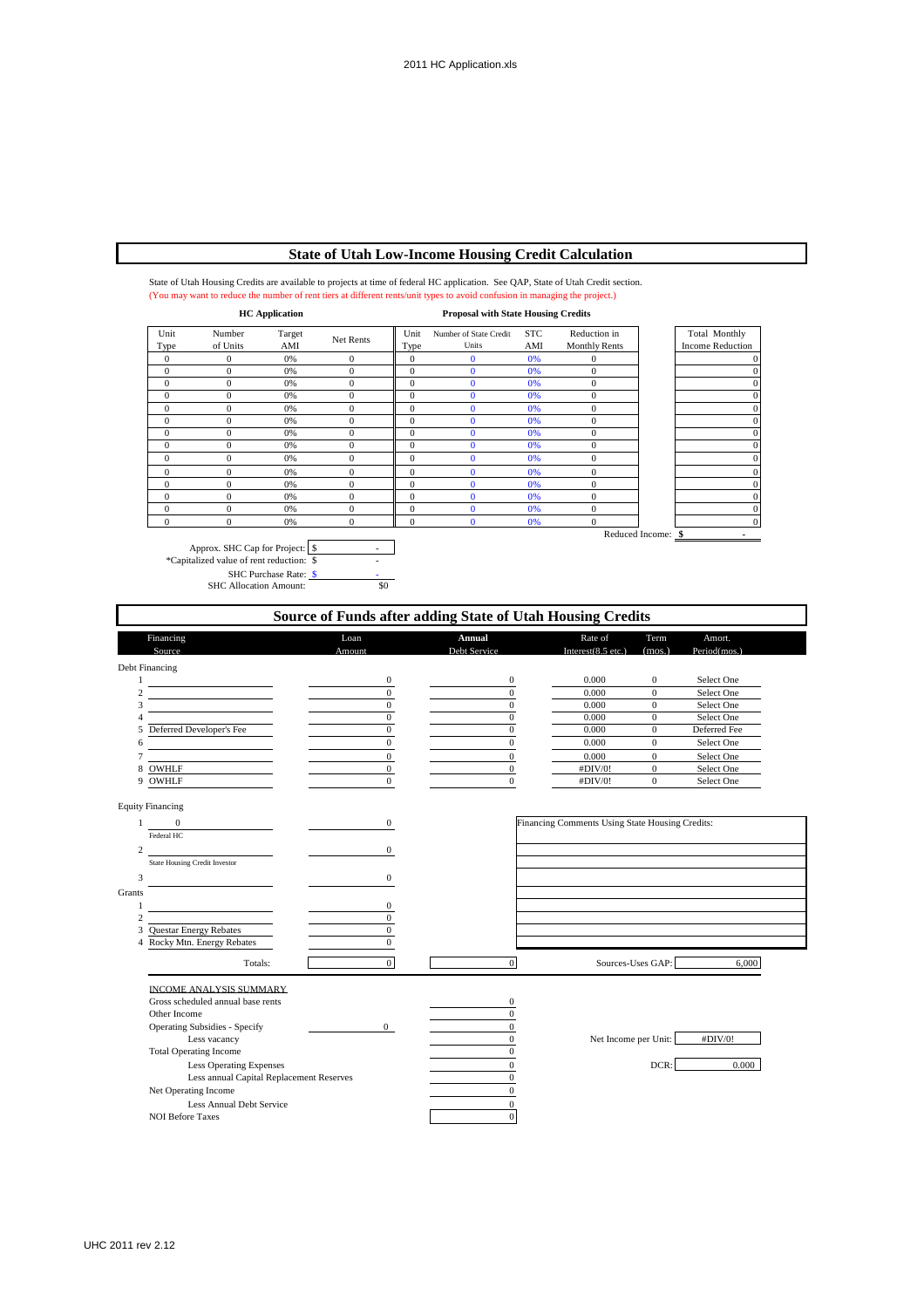## State of Utah Low-Income Housing Credit Calculation

State of Utah Housing Credits are available to projects at time of federal HC application. See QAP, State of Utah Credit section.
(You may want to reduce the number of rent tiers at different rents/unit types to avoid confusion in managing the project.)

| HC Application | | | | Proposal with State Housing Credits | | | | |
|---|---|---|---|---|---|---|---|---|
| Unit Type | Number of Units | Target AMI | Net Rents | Unit Type | Number of State Credit Units | STC AMI | Reduction in Monthly Rents | Total Monthly Income Reduction |
| 0 | 0 | 0% | 0 | 0 | 0 | 0% | 0 | 0 |
| 0 | 0 | 0% | 0 | 0 | 0 | 0% | 0 | 0 |
| 0 | 0 | 0% | 0 | 0 | 0 | 0% | 0 | 0 |
| 0 | 0 | 0% | 0 | 0 | 0 | 0% | 0 | 0 |
| 0 | 0 | 0% | 0 | 0 | 0 | 0% | 0 | 0 |
| 0 | 0 | 0% | 0 | 0 | 0 | 0% | 0 | 0 |
| 0 | 0 | 0% | 0 | 0 | 0 | 0% | 0 | 0 |
| 0 | 0 | 0% | 0 | 0 | 0 | 0% | 0 | 0 |
| 0 | 0 | 0% | 0 | 0 | 0 | 0% | 0 | 0 |
| 0 | 0 | 0% | 0 | 0 | 0 | 0% | 0 | 0 |
| 0 | 0 | 0% | 0 | 0 | 0 | 0% | 0 | 0 |
| 0 | 0 | 0% | 0 | 0 | 0 | 0% | 0 | 0 |
| 0 | 0 | 0% | 0 | 0 | 0 | 0% | 0 | 0 |
| 0 | 0 | 0% | 0 | 0 | 0 | 0% | 0 | 0 |
| | | | | | | | Reduced Income: | $ - |

Approx. SHC Cap for Project: $ -
*Capitalized value of rent reduction: $ -
SHC Purchase Rate: $ -
SHC Allocation Amount: $0

## Source of Funds after adding State of Utah Housing Credits

| | Financing Source | Loan Amount | Annual Debt Service | Rate of Interest(8.5 etc.) | Term (mos.) | Amort. Period(mos.) |
|---|---|---|---|---|---|---|
| **Debt Financing** | | | | | | |
| 1 | | 0 | 0 | 0.000 | 0 | Select One |
| 2 | | 0 | 0 | 0.000 | 0 | Select One |
| 3 | | 0 | 0 | 0.000 | 0 | Select One |
| 4 | | 0 | 0 | 0.000 | 0 | Select One |
| 5 | Deferred Developer's Fee | 0 | 0 | 0.000 | 0 | Deferred Fee |
| 6 | | 0 | 0 | 0.000 | 0 | Select One |
| 7 | | 0 | 0 | 0.000 | 0 | Select One |
| 8 | OWHLF | 0 | 0 | #DIV/0! | 0 | Select One |
| 9 | OWHLF | 0 | 0 | #DIV/0! | 0 | Select One |

| | Equity Financing | Amount |
|---|---|---|
| 1 | 0 (Federal HC) | 0 |
| 2 | (State Housing Credit Investor) | 0 |
| 3 | | 0 |
| **Grants** | | |
| 1 | | 0 |
| 2 | | 0 |
| 3 | Questar Energy Rebates | 0 |
| 4 | Rocky Mtn. Energy Rebates | 0 |
| | Totals: | 0 |

Annual Debt Service Total: 0

Financing Comments Using State Housing Credits:

Sources-Uses GAP: 6,000

**INCOME ANALYSIS SUMMARY**

| | | |
|---|---|---|
| Gross scheduled annual base rents | | 0 |
| Other Income | | 0 |
| Operating Subsidies - Specify | 0 | 0 |
| Less vacancy | | 0 |
| Total Operating Income | | 0 |
| Less Operating Expenses | | 0 |
| Less annual Capital Replacement Reserves | | 0 |
| Net Operating Income | | 0 |
| Less Annual Debt Service | | 0 |
| NOI Before Taxes | | 0 |

Net Income per Unit: #DIV/0!

DCR: 0.000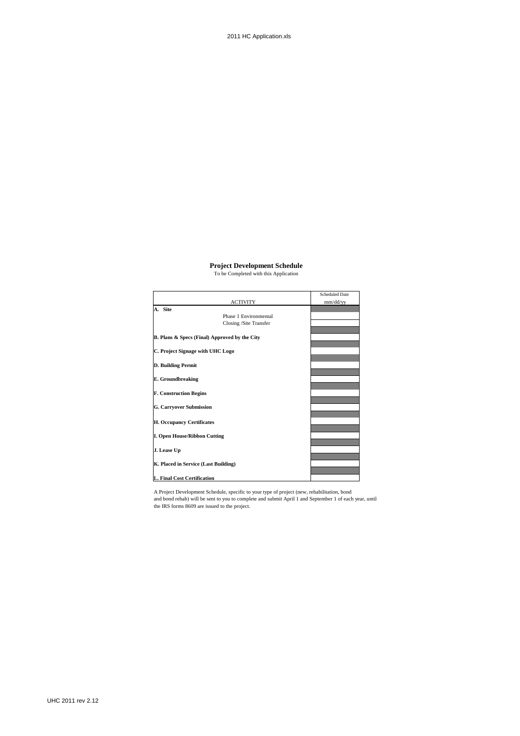## Project Development Schedule

To be Completed with this Application

| ACTIVITY | Scheduled Date mm/dd/yy |
|---|---|
| **A. Site** | |
| Phase 1 Environmental | |
| Closing /Site Transfer | |
| **B. Plans & Specs (Final) Approved by the City** | |
| **C. Project Signage with UHC Logo** | |
| **D. Building Permit** | |
| **E. Groundbreaking** | |
| **F. Construction Begins** | |
| **G. Carryover Submission** | |
| **H. Occupancy Certificates** | |
| **I. Open House/Ribbon Cutting** | |
| **J. Lease Up** | |
| **K. Placed in Service (Last Building)** | |
| **L. Final Cost Certification** | |

A Project Development Schedule, specific to your type of project (new, rehabilitation, bond and bond rehab) will be sent to you to complete and submit April 1 and September 1 of each year, until the IRS forms 8609 are issued to the project.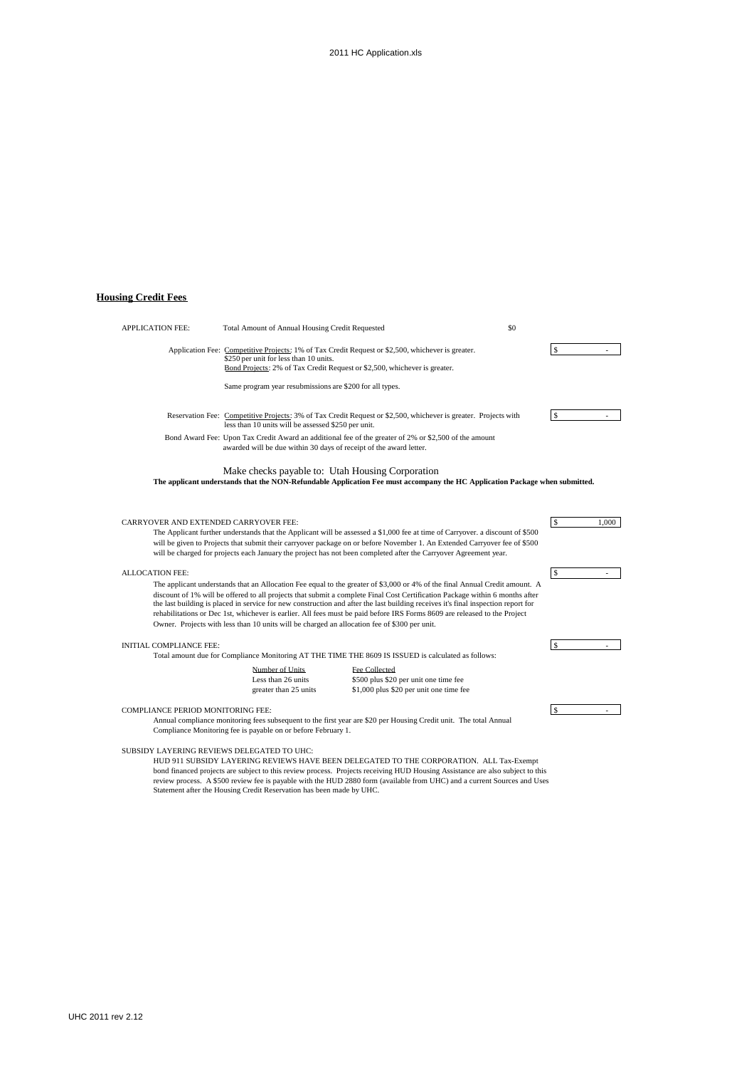## Housing Credit Fees

APPLICATION FEE: Total Amount of Annual Housing Credit Requested $0

Application Fee: Competitive Projects: 1% of Tax Credit Request or $2,500, whichever is greater. $250 per unit for less than 10 units.
Bond Projects: 2% of Tax Credit Request or $2,500, whichever is greater. $ -

Same program year resubmissions are $200 for all types.

Reservation Fee: Competitive Projects: 3% of Tax Credit Request or $2,500, whichever is greater. Projects with less than 10 units will be assessed $250 per unit. $ -

Bond Award Fee: Upon Tax Credit Award an additional fee of the greater of 2% or $2,500 of the amount awarded will be due within 30 days of receipt of the award letter.

Make checks payable to: Utah Housing Corporation

**The applicant understands that the NON-Refundable Application Fee must accompany the HC Application Package when submitted.**

CARRYOVER AND EXTENDED CARRYOVER FEE: $ 1,000

The Applicant further understands that the Applicant will be assessed a $1,000 fee at time of Carryover. a discount of $500 will be given to Projects that submit their carryover package on or before November 1. An Extended Carryover fee of $500 will be charged for projects each January the project has not been completed after the Carryover Agreement year.

ALLOCATION FEE: $ -

The applicant understands that an Allocation Fee equal to the greater of $3,000 or 4% of the final Annual Credit amount. A discount of 1% will be offered to all projects that submit a complete Final Cost Certification Package within 6 months after the last building is placed in service for new construction and after the last building receives it's final inspection report for rehabilitations or Dec 1st, whichever is earlier. All fees must be paid before IRS Forms 8609 are released to the Project Owner. Projects with less than 10 units will be charged an allocation fee of $300 per unit.

INITIAL COMPLIANCE FEE: $ -

Total amount due for Compliance Monitoring AT THE TIME THE 8609 IS ISSUED is calculated as follows:

| Number of Units | Fee Collected |
|---|---|
| Less than 26 units | $500 plus $20 per unit one time fee |
| greater than 25 units | $1,000 plus $20 per unit one time fee |

COMPLIANCE PERIOD MONITORING FEE: $ -

Annual compliance monitoring fees subsequent to the first year are $20 per Housing Credit unit. The total Annual Compliance Monitoring fee is payable on or before February 1.

SUBSIDY LAYERING REVIEWS DELEGATED TO UHC:

HUD 911 SUBSIDY LAYERING REVIEWS HAVE BEEN DELEGATED TO THE CORPORATION. ALL Tax-Exempt bond financed projects are subject to this review process. Projects receiving HUD Housing Assistance are also subject to this review process. A $500 review fee is payable with the HUD 2880 form (available from UHC) and a current Sources and Uses Statement after the Housing Credit Reservation has been made by UHC.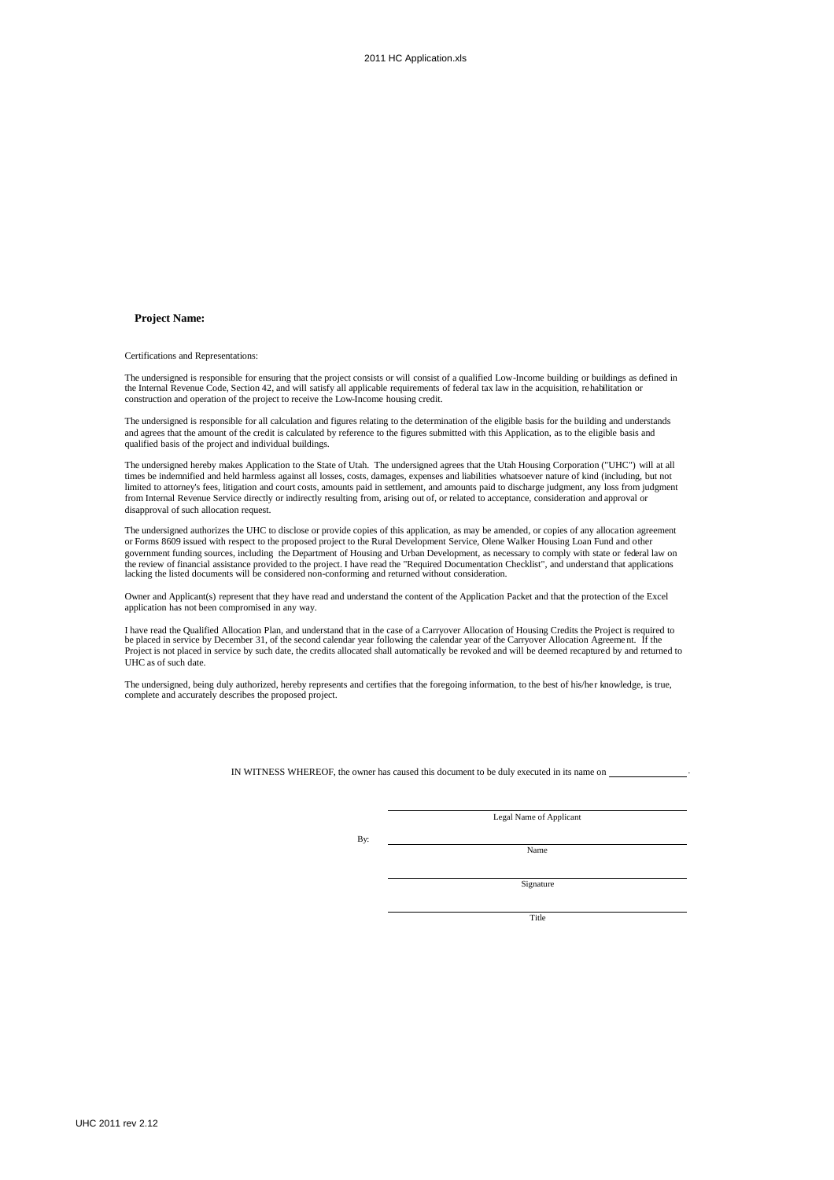**Project Name:**

Certifications and Representations:

The undersigned is responsible for ensuring that the project consists or will consist of a qualified Low-Income building or buildings as defined in the Internal Revenue Code, Section 42, and will satisfy all applicable requirements of federal tax law in the acquisition, rehabilitation or construction and operation of the project to receive the Low-Income housing credit.

The undersigned is responsible for all calculation and figures relating to the determination of the eligible basis for the building and understands and agrees that the amount of the credit is calculated by reference to the figures submitted with this Application, as to the eligible basis and qualified basis of the project and individual buildings.

The undersigned hereby makes Application to the State of Utah. The undersigned agrees that the Utah Housing Corporation ("UHC") will at all times be indemnified and held harmless against all losses, costs, damages, expenses and liabilities whatsoever nature of kind (including, but not limited to attorney's fees, litigation and court costs, amounts paid in settlement, and amounts paid to discharge judgment, any loss from judgment from Internal Revenue Service directly or indirectly resulting from, arising out of, or related to acceptance, consideration and approval or disapproval of such allocation request.

The undersigned authorizes the UHC to disclose or provide copies of this application, as may be amended, or copies of any allocation agreement or Forms 8609 issued with respect to the proposed project to the Rural Development Service, Olene Walker Housing Loan Fund and other government funding sources, including the Department of Housing and Urban Development, as necessary to comply with state or federal law on the review of financial assistance provided to the project. I have read the "Required Documentation Checklist", and understand that applications lacking the listed documents will be considered non-conforming and returned without consideration.

Owner and Applicant(s) represent that they have read and understand the content of the Application Packet and that the protection of the Excel application has not been compromised in any way.

I have read the Qualified Allocation Plan, and understand that in the case of a Carryover Allocation of Housing Credits the Project is required to be placed in service by December 31, of the second calendar year following the calendar year of the Carryover Allocation Agreement. If the Project is not placed in service by such date, the credits allocated shall automatically be revoked and will be deemed recaptured by and returned to UHC as of such date.

The undersigned, being duly authorized, hereby represents and certifies that the foregoing information, to the best of his/her knowledge, is true, complete and accurately describes the proposed project.

IN WITNESS WHEREOF, the owner has caused this document to be duly executed in its name on \_\_\_\_\_\_\_\_\_\_\_\_\_\_\_.

\_\_\_\_\_\_\_\_\_\_\_\_\_\_\_\_\_\_\_\_\_\_\_\_\_\_\_\_\_\_
Legal Name of Applicant

By: \_\_\_\_\_\_\_\_\_\_\_\_\_\_\_\_\_\_\_\_\_\_\_\_\_\_\_\_\_\_
Name

\_\_\_\_\_\_\_\_\_\_\_\_\_\_\_\_\_\_\_\_\_\_\_\_\_\_\_\_\_\_
Signature

\_\_\_\_\_\_\_\_\_\_\_\_\_\_\_\_\_\_\_\_\_\_\_\_\_\_\_\_\_\_
Title